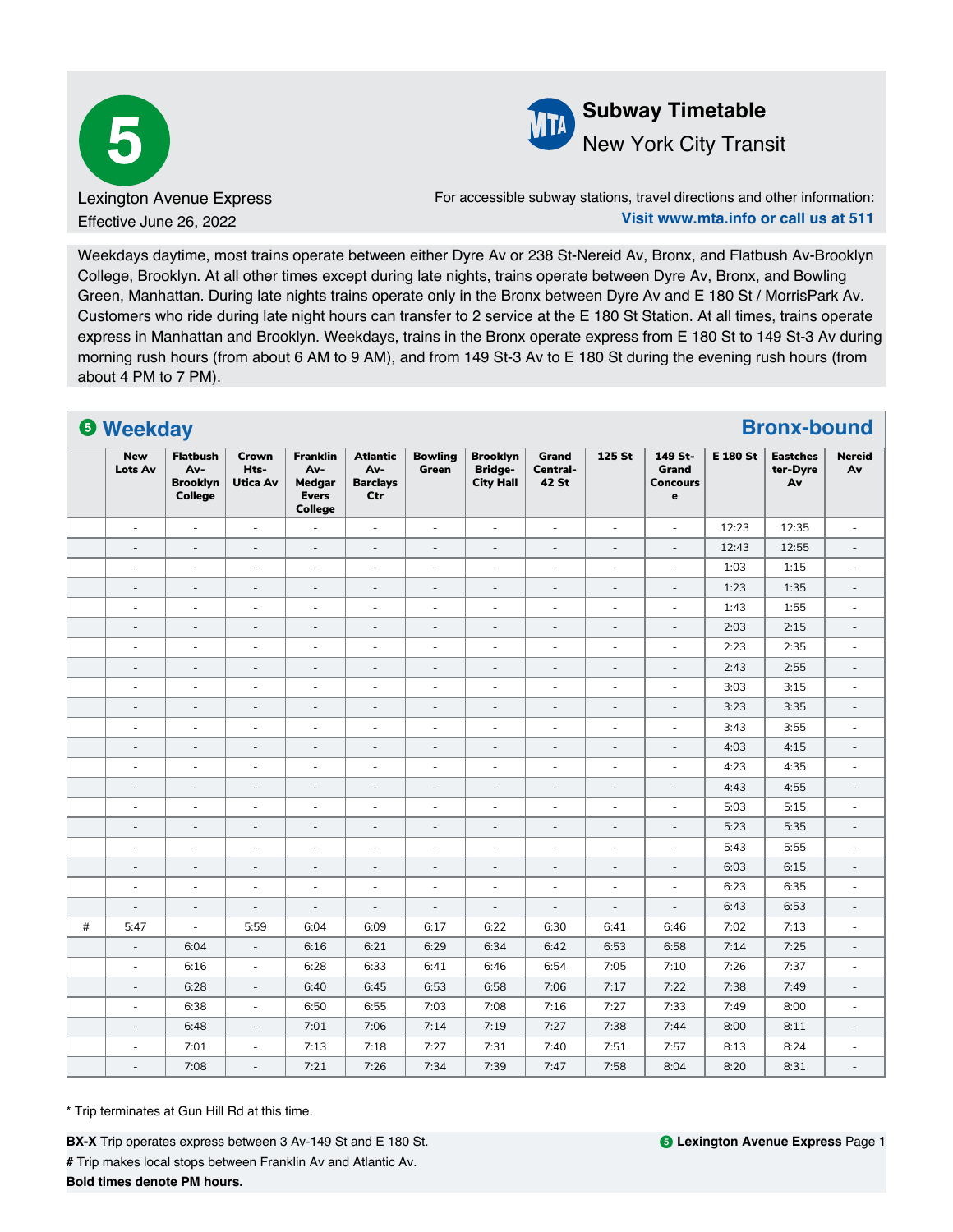# 5

Lexington Avenue Express

Effective June 26, 2022

**Subway Timetable**

New York City Transit

For accessible subway stations, travel directions and other information:

**Visit www.mta.info or call us at 511**

Weekdays daytime, most trains operate between either Dyre Av or 238 St-Nereid Av, Bronx, and Flatbush Av-Brooklyn College, Brooklyn. At all other times except during late nights, trains operate between Dyre Av, Bronx, and Bowling Green, Manhattan. During late nights trains operate only in the Bronx between Dyre Av and E 180 St / MorrisPark Av. Customers who ride during late night hours can transfer to 2 service at the E 180 St Station. At all times, trains operate express in Manhattan and Brooklyn. Weekdays, trains in the Bronx operate express from E 180 St to 149 St-3 Av during morning rush hours (from about 6 AM to 9 AM), and from 149 St-3 Av to E 180 St during the evening rush hours (from about 4 PM to 7 PM).

## 5 Weekday — Bronx-bound

| | New Lots Av | Flatbush Av-Brooklyn College | Crown Hts-Utica Av | Franklin Av-Medgar Evers College | Atlantic Av-Barclays Ctr | Bowling Green | Brooklyn Bridge-City Hall | Grand Central-42 St | 125 St | 149 St-Grand Concourse | E 180 St | Eastchester-Dyre Av | Nereid Av |
|---|---|---|---|---|---|---|---|---|---|---|---|---|---|
| | - | - | - | - | - | - | - | - | - | - | 12:23 | 12:35 | - |
| | - | - | - | - | - | - | - | - | - | - | 12:43 | 12:55 | - |
| | - | - | - | - | - | - | - | - | - | - | 1:03 | 1:15 | - |
| | - | - | - | - | - | - | - | - | - | - | 1:23 | 1:35 | - |
| | - | - | - | - | - | - | - | - | - | - | 1:43 | 1:55 | - |
| | - | - | - | - | - | - | - | - | - | - | 2:03 | 2:15 | - |
| | - | - | - | - | - | - | - | - | - | - | 2:23 | 2:35 | - |
| | - | - | - | - | - | - | - | - | - | - | 2:43 | 2:55 | - |
| | - | - | - | - | - | - | - | - | - | - | 3:03 | 3:15 | - |
| | - | - | - | - | - | - | - | - | - | - | 3:23 | 3:35 | - |
| | - | - | - | - | - | - | - | - | - | - | 3:43 | 3:55 | - |
| | - | - | - | - | - | - | - | - | - | - | 4:03 | 4:15 | - |
| | - | - | - | - | - | - | - | - | - | - | 4:23 | 4:35 | - |
| | - | - | - | - | - | - | - | - | - | - | 4:43 | 4:55 | - |
| | - | - | - | - | - | - | - | - | - | - | 5:03 | 5:15 | - |
| | - | - | - | - | - | - | - | - | - | - | 5:23 | 5:35 | - |
| | - | - | - | - | - | - | - | - | - | - | 5:43 | 5:55 | - |
| | - | - | - | - | - | - | - | - | - | - | 6:03 | 6:15 | - |
| | - | - | - | - | - | - | - | - | - | - | 6:23 | 6:35 | - |
| | - | - | - | - | - | - | - | - | - | - | 6:43 | 6:53 | - |
| # | 5:47 | - | 5:59 | 6:04 | 6:09 | 6:17 | 6:22 | 6:30 | 6:41 | 6:46 | 7:02 | 7:13 | - |
| | - | 6:04 | - | 6:16 | 6:21 | 6:29 | 6:34 | 6:42 | 6:53 | 6:58 | 7:14 | 7:25 | - |
| | - | 6:16 | - | 6:28 | 6:33 | 6:41 | 6:46 | 6:54 | 7:05 | 7:10 | 7:26 | 7:37 | - |
| | - | 6:28 | - | 6:40 | 6:45 | 6:53 | 6:58 | 7:06 | 7:17 | 7:22 | 7:38 | 7:49 | - |
| | - | 6:38 | - | 6:50 | 6:55 | 7:03 | 7:08 | 7:16 | 7:27 | 7:33 | 7:49 | 8:00 | - |
| | - | 6:48 | - | 7:01 | 7:06 | 7:14 | 7:19 | 7:27 | 7:38 | 7:44 | 8:00 | 8:11 | - |
| | - | 7:01 | - | 7:13 | 7:18 | 7:27 | 7:31 | 7:40 | 7:51 | 7:57 | 8:13 | 8:24 | - |
| | - | 7:08 | - | 7:21 | 7:26 | 7:34 | 7:39 | 7:47 | 7:58 | 8:04 | 8:20 | 8:31 | - |

\* Trip terminates at Gun Hill Rd at this time.

**BX-X** Trip operates express between 3 Av-149 St and E 180 St.

**#** Trip makes local stops between Franklin Av and Atlantic Av.

**Bold times denote PM hours.**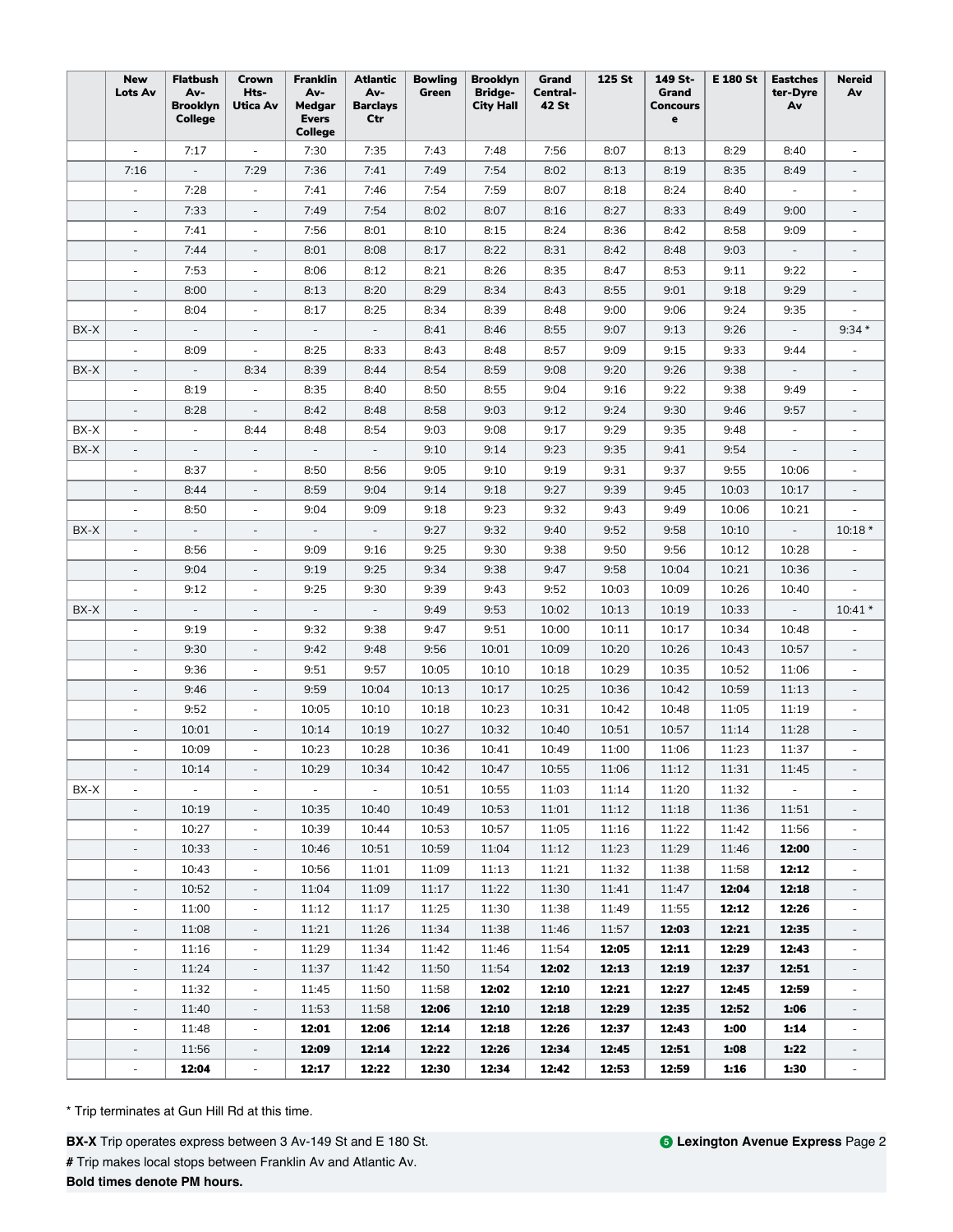| | New Lots Av | Flatbush Av-Brooklyn College | Crown Hts-Utica Av | Franklin Av-Medgar Evers College | Atlantic Av-Barclays Ctr | Bowling Green | Brooklyn Bridge-City Hall | Grand Central-42 St | 125 St | 149 St-Grand Concourse | E 180 St | Eastchester-Dyre Av | Nereid Av |
|---|---|---|---|---|---|---|---|---|---|---|---|---|---|
| | - | 7:17 | - | 7:30 | 7:35 | 7:43 | 7:48 | 7:56 | 8:07 | 8:13 | 8:29 | 8:40 | - |
| | 7:16 | - | 7:29 | 7:36 | 7:41 | 7:49 | 7:54 | 8:02 | 8:13 | 8:19 | 8:35 | 8:49 | - |
| | - | 7:28 | - | 7:41 | 7:46 | 7:54 | 7:59 | 8:07 | 8:18 | 8:24 | 8:40 | - | - |
| | - | 7:33 | - | 7:49 | 7:54 | 8:02 | 8:07 | 8:16 | 8:27 | 8:33 | 8:49 | 9:00 | - |
| | - | 7:41 | - | 7:56 | 8:01 | 8:10 | 8:15 | 8:24 | 8:36 | 8:42 | 8:58 | 9:09 | - |
| | - | 7:44 | - | 8:01 | 8:08 | 8:17 | 8:22 | 8:31 | 8:42 | 8:48 | 9:03 | - | - |
| | - | 7:53 | - | 8:06 | 8:12 | 8:21 | 8:26 | 8:35 | 8:47 | 8:53 | 9:11 | 9:22 | - |
| | - | 8:00 | - | 8:13 | 8:20 | 8:29 | 8:34 | 8:43 | 8:55 | 9:01 | 9:18 | 9:29 | - |
| | - | 8:04 | - | 8:17 | 8:25 | 8:34 | 8:39 | 8:48 | 9:00 | 9:06 | 9:24 | 9:35 | - |
| BX-X | - | - | - | - | - | 8:41 | 8:46 | 8:55 | 9:07 | 9:13 | 9:26 | - | 9:34 * |
| | - | 8:09 | - | 8:25 | 8:33 | 8:43 | 8:48 | 8:57 | 9:09 | 9:15 | 9:33 | 9:44 | - |
| BX-X | - | - | 8:34 | 8:39 | 8:44 | 8:54 | 8:59 | 9:08 | 9:20 | 9:26 | 9:38 | - | - |
| | - | 8:19 | - | 8:35 | 8:40 | 8:50 | 8:55 | 9:04 | 9:16 | 9:22 | 9:38 | 9:49 | - |
| | - | 8:28 | - | 8:42 | 8:48 | 8:58 | 9:03 | 9:12 | 9:24 | 9:30 | 9:46 | 9:57 | - |
| BX-X | - | - | 8:44 | 8:48 | 8:54 | 9:03 | 9:08 | 9:17 | 9:29 | 9:35 | 9:48 | - | - |
| BX-X | - | - | - | - | - | 9:10 | 9:14 | 9:23 | 9:35 | 9:41 | 9:54 | - | - |
| | - | 8:37 | - | 8:50 | 8:56 | 9:05 | 9:10 | 9:19 | 9:31 | 9:37 | 9:55 | 10:06 | - |
| | - | 8:44 | - | 8:59 | 9:04 | 9:14 | 9:18 | 9:27 | 9:39 | 9:45 | 10:03 | 10:17 | - |
| | - | 8:50 | - | 9:04 | 9:09 | 9:18 | 9:23 | 9:32 | 9:43 | 9:49 | 10:06 | 10:21 | - |
| BX-X | - | - | - | - | - | 9:27 | 9:32 | 9:40 | 9:52 | 9:58 | 10:10 | - | 10:18 * |
| | - | 8:56 | - | 9:09 | 9:16 | 9:25 | 9:30 | 9:38 | 9:50 | 9:56 | 10:12 | 10:28 | - |
| | - | 9:04 | - | 9:19 | 9:25 | 9:34 | 9:38 | 9:47 | 9:58 | 10:04 | 10:21 | 10:36 | - |
| | - | 9:12 | - | 9:25 | 9:30 | 9:39 | 9:43 | 9:52 | 10:03 | 10:09 | 10:26 | 10:40 | - |
| BX-X | - | - | - | - | - | 9:49 | 9:53 | 10:02 | 10:13 | 10:19 | 10:33 | - | 10:41 * |
| | - | 9:19 | - | 9:32 | 9:38 | 9:47 | 9:51 | 10:00 | 10:11 | 10:17 | 10:34 | 10:48 | - |
| | - | 9:30 | - | 9:42 | 9:48 | 9:56 | 10:01 | 10:09 | 10:20 | 10:26 | 10:43 | 10:57 | - |
| | - | 9:36 | - | 9:51 | 9:57 | 10:05 | 10:10 | 10:18 | 10:29 | 10:35 | 10:52 | 11:06 | - |
| | - | 9:46 | - | 9:59 | 10:04 | 10:13 | 10:17 | 10:25 | 10:36 | 10:42 | 10:59 | 11:13 | - |
| | - | 9:52 | - | 10:05 | 10:10 | 10:18 | 10:23 | 10:31 | 10:42 | 10:48 | 11:05 | 11:19 | - |
| | - | 10:01 | - | 10:14 | 10:19 | 10:27 | 10:32 | 10:40 | 10:51 | 10:57 | 11:14 | 11:28 | - |
| | - | 10:09 | - | 10:23 | 10:28 | 10:36 | 10:41 | 10:49 | 11:00 | 11:06 | 11:23 | 11:37 | - |
| | - | 10:14 | - | 10:29 | 10:34 | 10:42 | 10:47 | 10:55 | 11:06 | 11:12 | 11:31 | 11:45 | - |
| BX-X | - | - | - | - | - | 10:51 | 10:55 | 11:03 | 11:14 | 11:20 | 11:32 | - | - |
| | - | 10:19 | - | 10:35 | 10:40 | 10:49 | 10:53 | 11:01 | 11:12 | 11:18 | 11:36 | 11:51 | - |
| | - | 10:27 | - | 10:39 | 10:44 | 10:53 | 10:57 | 11:05 | 11:16 | 11:22 | 11:42 | 11:56 | - |
| | - | 10:33 | - | 10:46 | 10:51 | 10:59 | 11:04 | 11:12 | 11:23 | 11:29 | 11:46 | **12:00** | - |
| | - | 10:43 | - | 10:56 | 11:01 | 11:09 | 11:13 | 11:21 | 11:32 | 11:38 | 11:58 | **12:12** | - |
| | - | 10:52 | - | 11:04 | 11:09 | 11:17 | 11:22 | 11:30 | 11:41 | 11:47 | **12:04** | **12:18** | - |
| | - | 11:00 | - | 11:12 | 11:17 | 11:25 | 11:30 | 11:38 | 11:49 | 11:55 | **12:12** | **12:26** | - |
| | - | 11:08 | - | 11:21 | 11:26 | 11:34 | 11:38 | 11:46 | 11:57 | **12:03** | **12:21** | **12:35** | - |
| | - | 11:16 | - | 11:29 | 11:34 | 11:42 | 11:46 | 11:54 | **12:05** | **12:11** | **12:29** | **12:43** | - |
| | - | 11:24 | - | 11:37 | 11:42 | 11:50 | 11:54 | **12:02** | **12:13** | **12:19** | **12:37** | **12:51** | - |
| | - | 11:32 | - | 11:45 | 11:50 | 11:58 | **12:02** | **12:10** | **12:21** | **12:27** | **12:45** | **12:59** | - |
| | - | 11:40 | - | 11:53 | 11:58 | **12:06** | **12:10** | **12:18** | **12:29** | **12:35** | **12:52** | **1:06** | - |
| | - | 11:48 | - | **12:01** | **12:06** | **12:14** | **12:18** | **12:26** | **12:37** | **12:43** | **1:00** | **1:14** | - |
| | - | 11:56 | - | **12:09** | **12:14** | **12:22** | **12:26** | **12:34** | **12:45** | **12:51** | **1:08** | **1:22** | - |
| | - | **12:04** | - | **12:17** | **12:22** | **12:30** | **12:34** | **12:42** | **12:53** | **12:59** | **1:16** | **1:30** | - |

\* Trip terminates at Gun Hill Rd at this time.

**BX-X** Trip operates express between 3 Av-149 St and E 180 St.

**#** Trip makes local stops between Franklin Av and Atlantic Av.

**Bold times denote PM hours.**

**5 Lexington Avenue Express**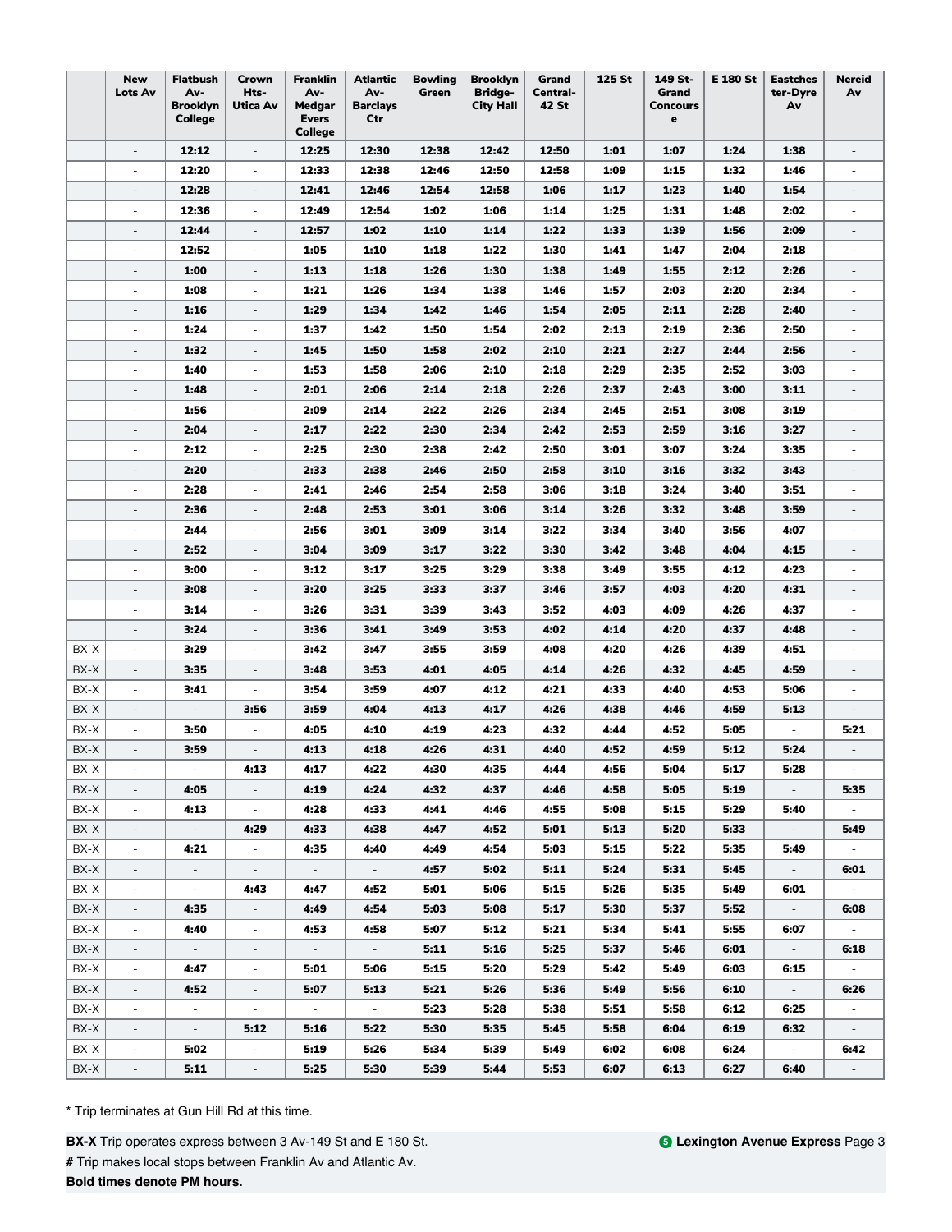| | New Lots Av | Flatbush Av-Brooklyn College | Crown Hts-Utica Av | Franklin Av-Medgar Evers College | Atlantic Av-Barclays Ctr | Bowling Green | Brooklyn Bridge-City Hall | Grand Central-42 St | 125 St | 149 St-Grand Concourse | E 180 St | Eastchester-Dyre Av | Nereid Av |
|---|---|---|---|---|---|---|---|---|---|---|---|---|---|
| | - | **12:12** | - | **12:25** | **12:30** | **12:38** | **12:42** | **12:50** | **1:01** | **1:07** | **1:24** | **1:38** | - |
| | - | **12:20** | - | **12:33** | **12:38** | **12:46** | **12:50** | **12:58** | **1:09** | **1:15** | **1:32** | **1:46** | - |
| | - | **12:28** | - | **12:41** | **12:46** | **12:54** | **12:58** | **1:06** | **1:17** | **1:23** | **1:40** | **1:54** | - |
| | - | **12:36** | - | **12:49** | **12:54** | **1:02** | **1:06** | **1:14** | **1:25** | **1:31** | **1:48** | **2:02** | - |
| | - | **12:44** | - | **12:57** | **1:02** | **1:10** | **1:14** | **1:22** | **1:33** | **1:39** | **1:56** | **2:09** | - |
| | - | **12:52** | - | **1:05** | **1:10** | **1:18** | **1:22** | **1:30** | **1:41** | **1:47** | **2:04** | **2:18** | - |
| | - | **1:00** | - | **1:13** | **1:18** | **1:26** | **1:30** | **1:38** | **1:49** | **1:55** | **2:12** | **2:26** | - |
| | - | **1:08** | - | **1:21** | **1:26** | **1:34** | **1:38** | **1:46** | **1:57** | **2:03** | **2:20** | **2:34** | - |
| | - | **1:16** | - | **1:29** | **1:34** | **1:42** | **1:46** | **1:54** | **2:05** | **2:11** | **2:28** | **2:40** | - |
| | - | **1:24** | - | **1:37** | **1:42** | **1:50** | **1:54** | **2:02** | **2:13** | **2:19** | **2:36** | **2:50** | - |
| | - | **1:32** | - | **1:45** | **1:50** | **1:58** | **2:02** | **2:10** | **2:21** | **2:27** | **2:44** | **2:56** | - |
| | - | **1:40** | - | **1:53** | **1:58** | **2:06** | **2:10** | **2:18** | **2:29** | **2:35** | **2:52** | **3:03** | - |
| | - | **1:48** | - | **2:01** | **2:06** | **2:14** | **2:18** | **2:26** | **2:37** | **2:43** | **3:00** | **3:11** | - |
| | - | **1:56** | - | **2:09** | **2:14** | **2:22** | **2:26** | **2:34** | **2:45** | **2:51** | **3:08** | **3:19** | - |
| | - | **2:04** | - | **2:17** | **2:22** | **2:30** | **2:34** | **2:42** | **2:53** | **2:59** | **3:16** | **3:27** | - |
| | - | **2:12** | - | **2:25** | **2:30** | **2:38** | **2:42** | **2:50** | **3:01** | **3:07** | **3:24** | **3:35** | - |
| | - | **2:20** | - | **2:33** | **2:38** | **2:46** | **2:50** | **2:58** | **3:10** | **3:16** | **3:32** | **3:43** | - |
| | - | **2:28** | - | **2:41** | **2:46** | **2:54** | **2:58** | **3:06** | **3:18** | **3:24** | **3:40** | **3:51** | - |
| | - | **2:36** | - | **2:48** | **2:53** | **3:01** | **3:06** | **3:14** | **3:26** | **3:32** | **3:48** | **3:59** | - |
| | - | **2:44** | - | **2:56** | **3:01** | **3:09** | **3:14** | **3:22** | **3:34** | **3:40** | **3:56** | **4:07** | - |
| | - | **2:52** | - | **3:04** | **3:09** | **3:17** | **3:22** | **3:30** | **3:42** | **3:48** | **4:04** | **4:15** | - |
| | - | **3:00** | - | **3:12** | **3:17** | **3:25** | **3:29** | **3:38** | **3:49** | **3:55** | **4:12** | **4:23** | - |
| | - | **3:08** | - | **3:20** | **3:25** | **3:33** | **3:37** | **3:46** | **3:57** | **4:03** | **4:20** | **4:31** | - |
| | - | **3:14** | - | **3:26** | **3:31** | **3:39** | **3:43** | **3:52** | **4:03** | **4:09** | **4:26** | **4:37** | - |
| | - | **3:24** | - | **3:36** | **3:41** | **3:49** | **3:53** | **4:02** | **4:14** | **4:20** | **4:37** | **4:48** | - |
| BX-X | - | **3:29** | - | **3:42** | **3:47** | **3:55** | **3:59** | **4:08** | **4:20** | **4:26** | **4:39** | **4:51** | - |
| BX-X | - | **3:35** | - | **3:48** | **3:53** | **4:01** | **4:05** | **4:14** | **4:26** | **4:32** | **4:45** | **4:59** | - |
| BX-X | - | **3:41** | - | **3:54** | **3:59** | **4:07** | **4:12** | **4:21** | **4:33** | **4:40** | **4:53** | **5:06** | - |
| BX-X | - | - | **3:56** | **3:59** | **4:04** | **4:13** | **4:17** | **4:26** | **4:38** | **4:46** | **4:59** | **5:13** | - |
| BX-X | - | **3:50** | - | **4:05** | **4:10** | **4:19** | **4:23** | **4:32** | **4:44** | **4:52** | **5:05** | - | **5:21** |
| BX-X | - | **3:59** | - | **4:13** | **4:18** | **4:26** | **4:31** | **4:40** | **4:52** | **4:59** | **5:12** | **5:24** | - |
| BX-X | - | - | **4:13** | **4:17** | **4:22** | **4:30** | **4:35** | **4:44** | **4:56** | **5:04** | **5:17** | **5:28** | - |
| BX-X | - | **4:05** | - | **4:19** | **4:24** | **4:32** | **4:37** | **4:46** | **4:58** | **5:05** | **5:19** | - | **5:35** |
| BX-X | - | **4:13** | - | **4:28** | **4:33** | **4:41** | **4:46** | **4:55** | **5:08** | **5:15** | **5:29** | **5:40** | - |
| BX-X | - | - | **4:29** | **4:33** | **4:38** | **4:47** | **4:52** | **5:01** | **5:13** | **5:20** | **5:33** | - | **5:49** |
| BX-X | - | **4:21** | - | **4:35** | **4:40** | **4:49** | **4:54** | **5:03** | **5:15** | **5:22** | **5:35** | **5:49** | - |
| BX-X | - | - | - | - | - | **4:57** | **5:02** | **5:11** | **5:24** | **5:31** | **5:45** | - | **6:01** |
| BX-X | - | - | **4:43** | **4:47** | **4:52** | **5:01** | **5:06** | **5:15** | **5:26** | **5:35** | **5:49** | **6:01** | - |
| BX-X | - | **4:35** | - | **4:49** | **4:54** | **5:03** | **5:08** | **5:17** | **5:30** | **5:37** | **5:52** | - | **6:08** |
| BX-X | - | **4:40** | - | **4:53** | **4:58** | **5:07** | **5:12** | **5:21** | **5:34** | **5:41** | **5:55** | **6:07** | - |
| BX-X | - | - | - | - | - | **5:11** | **5:16** | **5:25** | **5:37** | **5:46** | **6:01** | - | **6:18** |
| BX-X | - | **4:47** | - | **5:01** | **5:06** | **5:15** | **5:20** | **5:29** | **5:42** | **5:49** | **6:03** | **6:15** | - |
| BX-X | - | **4:52** | - | **5:07** | **5:13** | **5:21** | **5:26** | **5:36** | **5:49** | **5:56** | **6:10** | - | **6:26** |
| BX-X | - | - | - | - | - | **5:23** | **5:28** | **5:38** | **5:51** | **5:58** | **6:12** | **6:25** | - |
| BX-X | - | - | **5:12** | **5:16** | **5:22** | **5:30** | **5:35** | **5:45** | **5:58** | **6:04** | **6:19** | **6:32** | - |
| BX-X | - | **5:02** | - | **5:19** | **5:26** | **5:34** | **5:39** | **5:49** | **6:02** | **6:08** | **6:24** | - | **6:42** |
| BX-X | - | **5:11** | - | **5:25** | **5:30** | **5:39** | **5:44** | **5:53** | **6:07** | **6:13** | **6:27** | **6:40** | - |

* Trip terminates at Gun Hill Rd at this time.

**BX-X** Trip operates express between 3 Av-149 St and E 180 St.

**#** Trip makes local stops between Franklin Av and Atlantic Av.

**Bold times denote PM hours.**

**5 Lexington Avenue Express**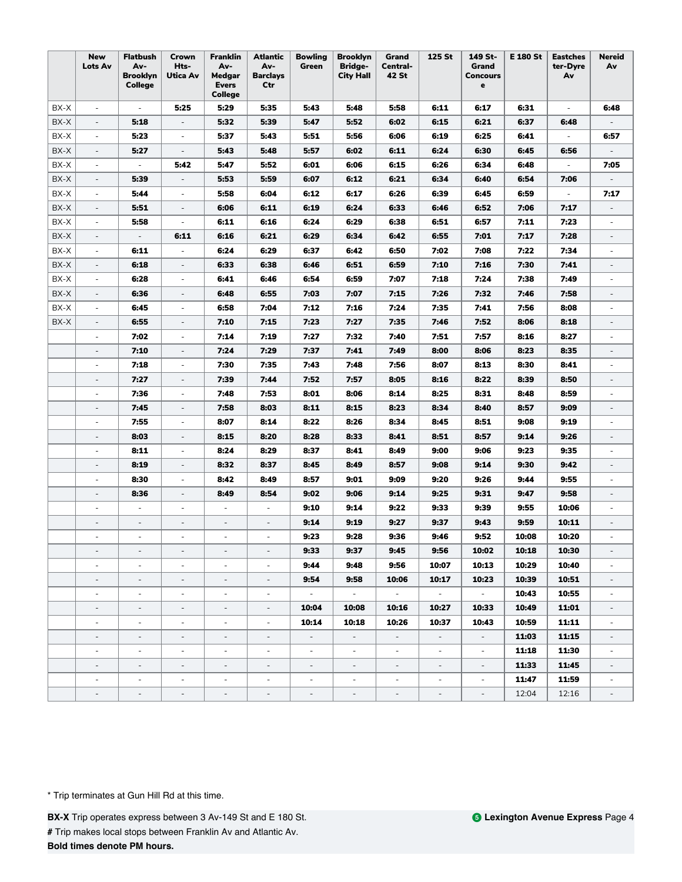| | New Lots Av | Flatbush Av-Brooklyn College | Crown Hts-Utica Av | Franklin Av-Medgar Evers College | Atlantic Av-Barclays Ctr | Bowling Green | Brooklyn Bridge-City Hall | Grand Central-42 St | 125 St | 149 St-Grand Concourse | E 180 St | Eastchester-Dyre Av | Nereid Av |
|---|---|---|---|---|---|---|---|---|---|---|---|---|---|
| BX-X | - | - | **5:25** | **5:29** | **5:35** | **5:43** | **5:48** | **5:58** | **6:11** | **6:17** | **6:31** | - | **6:48** |
| BX-X | - | **5:18** | - | **5:32** | **5:39** | **5:47** | **5:52** | **6:02** | **6:15** | **6:21** | **6:37** | **6:48** | - |
| BX-X | - | **5:23** | - | **5:37** | **5:43** | **5:51** | **5:56** | **6:06** | **6:19** | **6:25** | **6:41** | - | **6:57** |
| BX-X | - | **5:27** | - | **5:43** | **5:48** | **5:57** | **6:02** | **6:11** | **6:24** | **6:30** | **6:45** | **6:56** | - |
| BX-X | - | - | **5:42** | **5:47** | **5:52** | **6:01** | **6:06** | **6:15** | **6:26** | **6:34** | **6:48** | - | **7:05** |
| BX-X | - | **5:39** | - | **5:53** | **5:59** | **6:07** | **6:12** | **6:21** | **6:34** | **6:40** | **6:54** | **7:06** | - |
| BX-X | - | **5:44** | - | **5:58** | **6:04** | **6:12** | **6:17** | **6:26** | **6:39** | **6:45** | **6:59** | - | **7:17** |
| BX-X | - | **5:51** | - | **6:06** | **6:11** | **6:19** | **6:24** | **6:33** | **6:46** | **6:52** | **7:06** | **7:17** | - |
| BX-X | - | **5:58** | - | **6:11** | **6:16** | **6:24** | **6:29** | **6:38** | **6:51** | **6:57** | **7:11** | **7:23** | - |
| BX-X | - | - | **6:11** | **6:16** | **6:21** | **6:29** | **6:34** | **6:42** | **6:55** | **7:01** | **7:17** | **7:28** | - |
| BX-X | - | **6:11** | - | **6:24** | **6:29** | **6:37** | **6:42** | **6:50** | **7:02** | **7:08** | **7:22** | **7:34** | - |
| BX-X | - | **6:18** | - | **6:33** | **6:38** | **6:46** | **6:51** | **6:59** | **7:10** | **7:16** | **7:30** | **7:41** | - |
| BX-X | - | **6:28** | - | **6:41** | **6:46** | **6:54** | **6:59** | **7:07** | **7:18** | **7:24** | **7:38** | **7:49** | - |
| BX-X | - | **6:36** | - | **6:48** | **6:55** | **7:03** | **7:07** | **7:15** | **7:26** | **7:32** | **7:46** | **7:58** | - |
| BX-X | - | **6:45** | - | **6:58** | **7:04** | **7:12** | **7:16** | **7:24** | **7:35** | **7:41** | **7:56** | **8:08** | - |
| BX-X | - | **6:55** | - | **7:10** | **7:15** | **7:23** | **7:27** | **7:35** | **7:46** | **7:52** | **8:06** | **8:18** | - |
| | - | **7:02** | - | **7:14** | **7:19** | **7:27** | **7:32** | **7:40** | **7:51** | **7:57** | **8:16** | **8:27** | - |
| | - | **7:10** | - | **7:24** | **7:29** | **7:37** | **7:41** | **7:49** | **8:00** | **8:06** | **8:23** | **8:35** | - |
| | - | **7:18** | - | **7:30** | **7:35** | **7:43** | **7:48** | **7:56** | **8:07** | **8:13** | **8:30** | **8:41** | - |
| | - | **7:27** | - | **7:39** | **7:44** | **7:52** | **7:57** | **8:05** | **8:16** | **8:22** | **8:39** | **8:50** | - |
| | - | **7:36** | - | **7:48** | **7:53** | **8:01** | **8:06** | **8:14** | **8:25** | **8:31** | **8:48** | **8:59** | - |
| | - | **7:45** | - | **7:58** | **8:03** | **8:11** | **8:15** | **8:23** | **8:34** | **8:40** | **8:57** | **9:09** | - |
| | - | **7:55** | - | **8:07** | **8:14** | **8:22** | **8:26** | **8:34** | **8:45** | **8:51** | **9:08** | **9:19** | - |
| | - | **8:03** | - | **8:15** | **8:20** | **8:28** | **8:33** | **8:41** | **8:51** | **8:57** | **9:14** | **9:26** | - |
| | - | **8:11** | - | **8:24** | **8:29** | **8:37** | **8:41** | **8:49** | **9:00** | **9:06** | **9:23** | **9:35** | - |
| | - | **8:19** | - | **8:32** | **8:37** | **8:45** | **8:49** | **8:57** | **9:08** | **9:14** | **9:30** | **9:42** | - |
| | - | **8:30** | - | **8:42** | **8:49** | **8:57** | **9:01** | **9:09** | **9:20** | **9:26** | **9:44** | **9:55** | - |
| | - | **8:36** | - | **8:49** | **8:54** | **9:02** | **9:06** | **9:14** | **9:25** | **9:31** | **9:47** | **9:58** | - |
| | - | - | - | - | - | **9:10** | **9:14** | **9:22** | **9:33** | **9:39** | **9:55** | **10:06** | - |
| | - | - | - | - | - | **9:14** | **9:19** | **9:27** | **9:37** | **9:43** | **9:59** | **10:11** | - |
| | - | - | - | - | - | **9:23** | **9:28** | **9:36** | **9:46** | **9:52** | **10:08** | **10:20** | - |
| | - | - | - | - | - | **9:33** | **9:37** | **9:45** | **9:56** | **10:02** | **10:18** | **10:30** | - |
| | - | - | - | - | - | **9:44** | **9:48** | **9:56** | **10:07** | **10:13** | **10:29** | **10:40** | - |
| | - | - | - | - | - | **9:54** | **9:58** | **10:06** | **10:17** | **10:23** | **10:39** | **10:51** | - |
| | - | - | - | - | - | - | - | - | - | - | **10:43** | **10:55** | - |
| | - | - | - | - | - | **10:04** | **10:08** | **10:16** | **10:27** | **10:33** | **10:49** | **11:01** | - |
| | - | - | - | - | - | **10:14** | **10:18** | **10:26** | **10:37** | **10:43** | **10:59** | **11:11** | - |
| | - | - | - | - | - | - | - | - | - | - | **11:03** | **11:15** | - |
| | - | - | - | - | - | - | - | - | - | - | **11:18** | **11:30** | - |
| | - | - | - | - | - | - | - | - | - | - | **11:33** | **11:45** | - |
| | - | - | - | - | - | - | - | - | - | - | **11:47** | **11:59** | - |
| | - | - | - | - | - | - | - | - | - | - | 12:04 | 12:16 | - |

\* Trip terminates at Gun Hill Rd at this time.

**BX-X** Trip operates express between 3 Av-149 St and E 180 St.

**#** Trip makes local stops between Franklin Av and Atlantic Av.

**Bold times denote PM hours.**

**5 Lexington Avenue Express**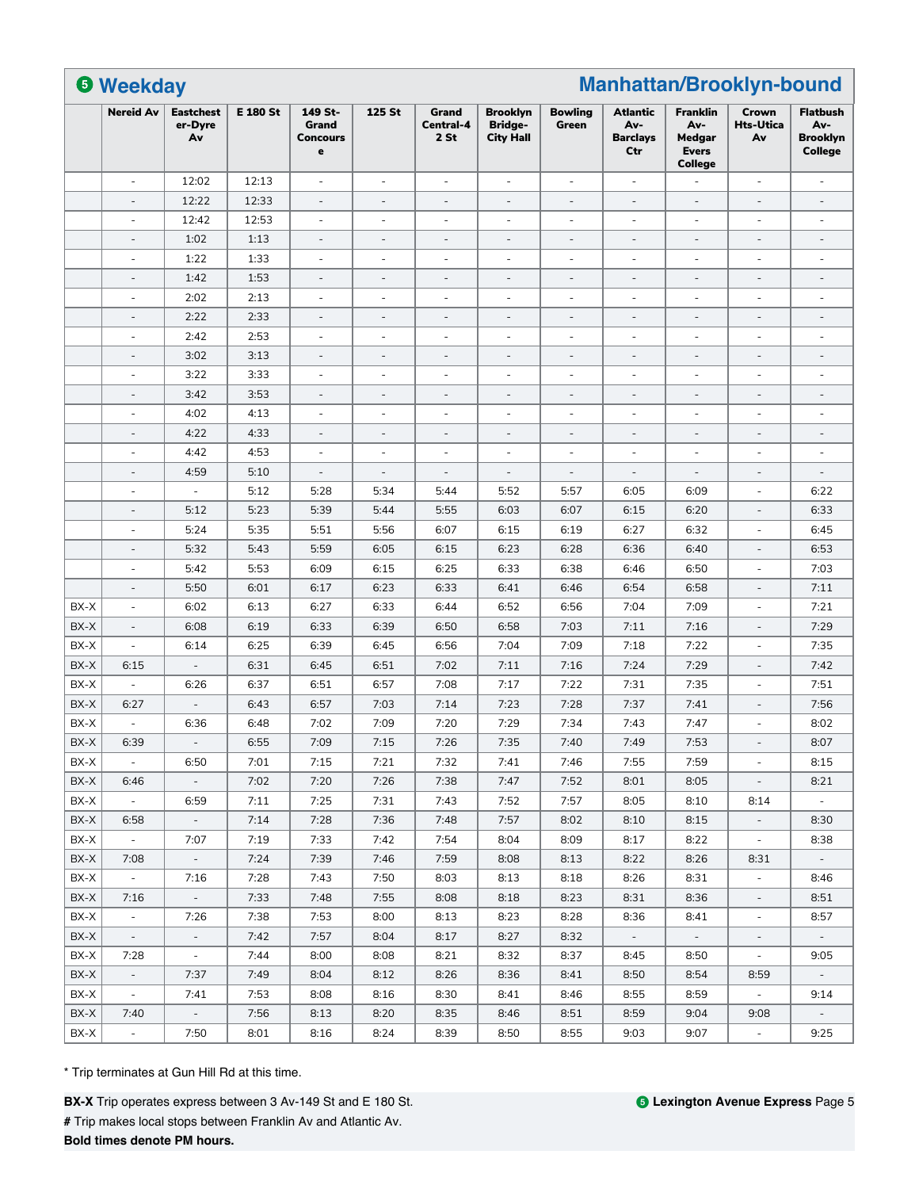## 5 Weekday — Manhattan/Brooklyn-bound

| | Nereid Av | Eastchester-Dyre Av | E 180 St | 149 St-Grand Concourse | 125 St | Grand Central-42 St | Brooklyn Bridge-City Hall | Bowling Green | Atlantic Av-Barclays Ctr | Franklin Av-Medgar Evers College | Crown Hts-Utica Av | Flatbush Av-Brooklyn College |
|---|---|---|---|---|---|---|---|---|---|---|---|---|
| | - | 12:02 | 12:13 | - | - | - | - | - | - | - | - | - |
| | - | 12:22 | 12:33 | - | - | - | - | - | - | - | - | - |
| | - | 12:42 | 12:53 | - | - | - | - | - | - | - | - | - |
| | - | 1:02 | 1:13 | - | - | - | - | - | - | - | - | - |
| | - | 1:22 | 1:33 | - | - | - | - | - | - | - | - | - |
| | - | 1:42 | 1:53 | - | - | - | - | - | - | - | - | - |
| | - | 2:02 | 2:13 | - | - | - | - | - | - | - | - | - |
| | - | 2:22 | 2:33 | - | - | - | - | - | - | - | - | - |
| | - | 2:42 | 2:53 | - | - | - | - | - | - | - | - | - |
| | - | 3:02 | 3:13 | - | - | - | - | - | - | - | - | - |
| | - | 3:22 | 3:33 | - | - | - | - | - | - | - | - | - |
| | - | 3:42 | 3:53 | - | - | - | - | - | - | - | - | - |
| | - | 4:02 | 4:13 | - | - | - | - | - | - | - | - | - |
| | - | 4:22 | 4:33 | - | - | - | - | - | - | - | - | - |
| | - | 4:42 | 4:53 | - | - | - | - | - | - | - | - | - |
| | - | 4:59 | 5:10 | - | - | - | - | - | - | - | - | - |
| | - | - | 5:12 | 5:28 | 5:34 | 5:44 | 5:52 | 5:57 | 6:05 | 6:09 | - | 6:22 |
| | - | 5:12 | 5:23 | 5:39 | 5:44 | 5:55 | 6:03 | 6:07 | 6:15 | 6:20 | - | 6:33 |
| | - | 5:24 | 5:35 | 5:51 | 5:56 | 6:07 | 6:15 | 6:19 | 6:27 | 6:32 | - | 6:45 |
| | - | 5:32 | 5:43 | 5:59 | 6:05 | 6:15 | 6:23 | 6:28 | 6:36 | 6:40 | - | 6:53 |
| | - | 5:42 | 5:53 | 6:09 | 6:15 | 6:25 | 6:33 | 6:38 | 6:46 | 6:50 | - | 7:03 |
| | - | 5:50 | 6:01 | 6:17 | 6:23 | 6:33 | 6:41 | 6:46 | 6:54 | 6:58 | - | 7:11 |
| BX-X | - | 6:02 | 6:13 | 6:27 | 6:33 | 6:44 | 6:52 | 6:56 | 7:04 | 7:09 | - | 7:21 |
| BX-X | - | 6:08 | 6:19 | 6:33 | 6:39 | 6:50 | 6:58 | 7:03 | 7:11 | 7:16 | - | 7:29 |
| BX-X | - | 6:14 | 6:25 | 6:39 | 6:45 | 6:56 | 7:04 | 7:09 | 7:18 | 7:22 | - | 7:35 |
| BX-X | 6:15 | - | 6:31 | 6:45 | 6:51 | 7:02 | 7:11 | 7:16 | 7:24 | 7:29 | - | 7:42 |
| BX-X | - | 6:26 | 6:37 | 6:51 | 6:57 | 7:08 | 7:17 | 7:22 | 7:31 | 7:35 | - | 7:51 |
| BX-X | 6:27 | - | 6:43 | 6:57 | 7:03 | 7:14 | 7:23 | 7:28 | 7:37 | 7:41 | - | 7:56 |
| BX-X | - | 6:36 | 6:48 | 7:02 | 7:09 | 7:20 | 7:29 | 7:34 | 7:43 | 7:47 | - | 8:02 |
| BX-X | 6:39 | - | 6:55 | 7:09 | 7:15 | 7:26 | 7:35 | 7:40 | 7:49 | 7:53 | - | 8:07 |
| BX-X | - | 6:50 | 7:01 | 7:15 | 7:21 | 7:32 | 7:41 | 7:46 | 7:55 | 7:59 | - | 8:15 |
| BX-X | 6:46 | - | 7:02 | 7:20 | 7:26 | 7:38 | 7:47 | 7:52 | 8:01 | 8:05 | - | 8:21 |
| BX-X | - | 6:59 | 7:11 | 7:25 | 7:31 | 7:43 | 7:52 | 7:57 | 8:05 | 8:10 | 8:14 | - |
| BX-X | 6:58 | - | 7:14 | 7:28 | 7:36 | 7:48 | 7:57 | 8:02 | 8:10 | 8:15 | - | 8:30 |
| BX-X | - | 7:07 | 7:19 | 7:33 | 7:42 | 7:54 | 8:04 | 8:09 | 8:17 | 8:22 | - | 8:38 |
| BX-X | 7:08 | - | 7:24 | 7:39 | 7:46 | 7:59 | 8:08 | 8:13 | 8:22 | 8:26 | 8:31 | - |
| BX-X | - | 7:16 | 7:28 | 7:43 | 7:50 | 8:03 | 8:13 | 8:18 | 8:26 | 8:31 | - | 8:46 |
| BX-X | 7:16 | - | 7:33 | 7:48 | 7:55 | 8:08 | 8:18 | 8:23 | 8:31 | 8:36 | - | 8:51 |
| BX-X | - | 7:26 | 7:38 | 7:53 | 8:00 | 8:13 | 8:23 | 8:28 | 8:36 | 8:41 | - | 8:57 |
| BX-X | - | - | 7:42 | 7:57 | 8:04 | 8:17 | 8:27 | 8:32 | - | - | - | - |
| BX-X | 7:28 | - | 7:44 | 8:00 | 8:08 | 8:21 | 8:32 | 8:37 | 8:45 | 8:50 | - | 9:05 |
| BX-X | - | 7:37 | 7:49 | 8:04 | 8:12 | 8:26 | 8:36 | 8:41 | 8:50 | 8:54 | 8:59 | - |
| BX-X | - | 7:41 | 7:53 | 8:08 | 8:16 | 8:30 | 8:41 | 8:46 | 8:55 | 8:59 | - | 9:14 |
| BX-X | 7:40 | - | 7:56 | 8:13 | 8:20 | 8:35 | 8:46 | 8:51 | 8:59 | 9:04 | 9:08 | - |
| BX-X | - | 7:50 | 8:01 | 8:16 | 8:24 | 8:39 | 8:50 | 8:55 | 9:03 | 9:07 | - | 9:25 |

* Trip terminates at Gun Hill Rd at this time.

**BX-X** Trip operates express between 3 Av-149 St and E 180 St.

**#** Trip makes local stops between Franklin Av and Atlantic Av.

**Bold times denote PM hours.**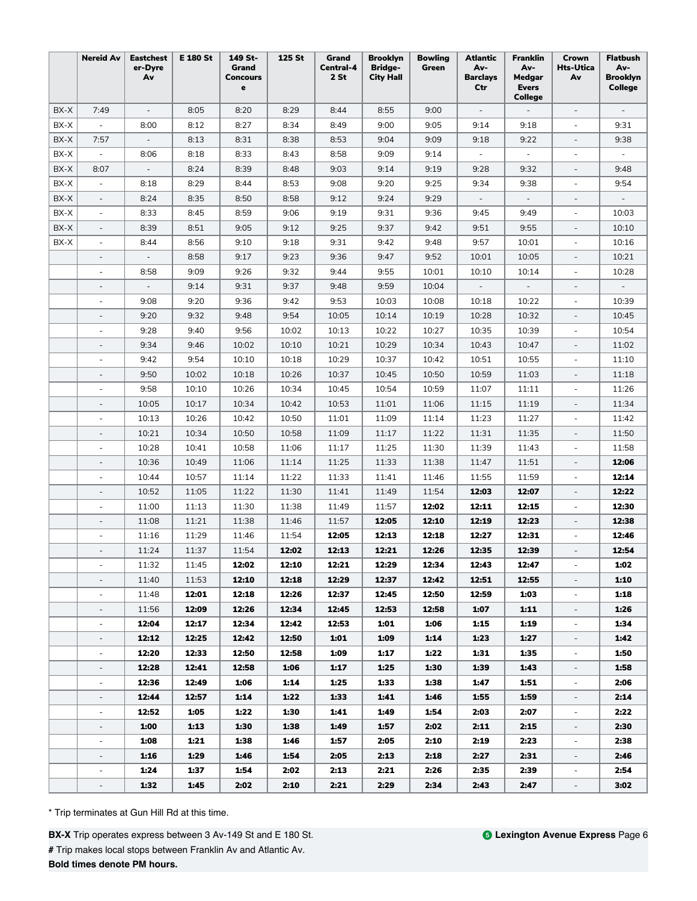| | Nereid Av | Eastchester-Dyre Av | E 180 St | 149 St-Grand Concourse | 125 St | Grand Central-42 St | Brooklyn Bridge-City Hall | Bowling Green | Atlantic Av-Barclays Ctr | Franklin Av-Medgar Evers College | Crown Hts-Utica Av | Flatbush Av-Brooklyn College |
|---|---|---|---|---|---|---|---|---|---|---|---|---|
| BX-X | 7:49 | - | 8:05 | 8:20 | 8:29 | 8:44 | 8:55 | 9:00 | - | - | - | - |
| BX-X | - | 8:00 | 8:12 | 8:27 | 8:34 | 8:49 | 9:00 | 9:05 | 9:14 | 9:18 | - | 9:31 |
| BX-X | 7:57 | - | 8:13 | 8:31 | 8:38 | 8:53 | 9:04 | 9:09 | 9:18 | 9:22 | - | 9:38 |
| BX-X | - | 8:06 | 8:18 | 8:33 | 8:43 | 8:58 | 9:09 | 9:14 | - | - | - | - |
| BX-X | 8:07 | - | 8:24 | 8:39 | 8:48 | 9:03 | 9:14 | 9:19 | 9:28 | 9:32 | - | 9:48 |
| BX-X | - | 8:18 | 8:29 | 8:44 | 8:53 | 9:08 | 9:20 | 9:25 | 9:34 | 9:38 | - | 9:54 |
| BX-X | - | 8:24 | 8:35 | 8:50 | 8:58 | 9:12 | 9:24 | 9:29 | - | - | - | - |
| BX-X | - | 8:33 | 8:45 | 8:59 | 9:06 | 9:19 | 9:31 | 9:36 | 9:45 | 9:49 | - | 10:03 |
| BX-X | - | 8:39 | 8:51 | 9:05 | 9:12 | 9:25 | 9:37 | 9:42 | 9:51 | 9:55 | - | 10:10 |
| BX-X | - | 8:44 | 8:56 | 9:10 | 9:18 | 9:31 | 9:42 | 9:48 | 9:57 | 10:01 | - | 10:16 |
| | - | - | 8:58 | 9:17 | 9:23 | 9:36 | 9:47 | 9:52 | 10:01 | 10:05 | - | 10:21 |
| | - | 8:58 | 9:09 | 9:26 | 9:32 | 9:44 | 9:55 | 10:01 | 10:10 | 10:14 | - | 10:28 |
| | - | - | 9:14 | 9:31 | 9:37 | 9:48 | 9:59 | 10:04 | - | - | - | - |
| | - | 9:08 | 9:20 | 9:36 | 9:42 | 9:53 | 10:03 | 10:08 | 10:18 | 10:22 | - | 10:39 |
| | - | 9:20 | 9:32 | 9:48 | 9:54 | 10:05 | 10:14 | 10:19 | 10:28 | 10:32 | - | 10:45 |
| | - | 9:28 | 9:40 | 9:56 | 10:02 | 10:13 | 10:22 | 10:27 | 10:35 | 10:39 | - | 10:54 |
| | - | 9:34 | 9:46 | 10:02 | 10:10 | 10:21 | 10:29 | 10:34 | 10:43 | 10:47 | - | 11:02 |
| | - | 9:42 | 9:54 | 10:10 | 10:18 | 10:29 | 10:37 | 10:42 | 10:51 | 10:55 | - | 11:10 |
| | - | 9:50 | 10:02 | 10:18 | 10:26 | 10:37 | 10:45 | 10:50 | 10:59 | 11:03 | - | 11:18 |
| | - | 9:58 | 10:10 | 10:26 | 10:34 | 10:45 | 10:54 | 10:59 | 11:07 | 11:11 | - | 11:26 |
| | - | 10:05 | 10:17 | 10:34 | 10:42 | 10:53 | 11:01 | 11:06 | 11:15 | 11:19 | - | 11:34 |
| | - | 10:13 | 10:26 | 10:42 | 10:50 | 11:01 | 11:09 | 11:14 | 11:23 | 11:27 | - | 11:42 |
| | - | 10:21 | 10:34 | 10:50 | 10:58 | 11:09 | 11:17 | 11:22 | 11:31 | 11:35 | - | 11:50 |
| | - | 10:28 | 10:41 | 10:58 | 11:06 | 11:17 | 11:25 | 11:30 | 11:39 | 11:43 | - | 11:58 |
| | - | 10:36 | 10:49 | 11:06 | 11:14 | 11:25 | 11:33 | 11:38 | 11:47 | 11:51 | - | **12:06** |
| | - | 10:44 | 10:57 | 11:14 | 11:22 | 11:33 | 11:41 | 11:46 | 11:55 | 11:59 | - | **12:14** |
| | - | 10:52 | 11:05 | 11:22 | 11:30 | 11:41 | 11:49 | 11:54 | **12:03** | **12:07** | - | **12:22** |
| | - | 11:00 | 11:13 | 11:30 | 11:38 | 11:49 | 11:57 | **12:02** | **12:11** | **12:15** | - | **12:30** |
| | - | 11:08 | 11:21 | 11:38 | 11:46 | 11:57 | **12:05** | **12:10** | **12:19** | **12:23** | - | **12:38** |
| | - | 11:16 | 11:29 | 11:46 | 11:54 | **12:05** | **12:13** | **12:18** | **12:27** | **12:31** | - | **12:46** |
| | - | 11:24 | 11:37 | 11:54 | **12:02** | **12:13** | **12:21** | **12:26** | **12:35** | **12:39** | - | **12:54** |
| | - | 11:32 | 11:45 | **12:02** | **12:10** | **12:21** | **12:29** | **12:34** | **12:43** | **12:47** | - | **1:02** |
| | - | 11:40 | 11:53 | **12:10** | **12:18** | **12:29** | **12:37** | **12:42** | **12:51** | **12:55** | - | **1:10** |
| | - | 11:48 | **12:01** | **12:18** | **12:26** | **12:37** | **12:45** | **12:50** | **12:59** | **1:03** | - | **1:18** |
| | - | 11:56 | **12:09** | **12:26** | **12:34** | **12:45** | **12:53** | **12:58** | **1:07** | **1:11** | - | **1:26** |
| | - | **12:04** | **12:17** | **12:34** | **12:42** | **12:53** | **1:01** | **1:06** | **1:15** | **1:19** | - | **1:34** |
| | - | **12:12** | **12:25** | **12:42** | **12:50** | **1:01** | **1:09** | **1:14** | **1:23** | **1:27** | - | **1:42** |
| | - | **12:20** | **12:33** | **12:50** | **12:58** | **1:09** | **1:17** | **1:22** | **1:31** | **1:35** | - | **1:50** |
| | - | **12:28** | **12:41** | **12:58** | **1:06** | **1:17** | **1:25** | **1:30** | **1:39** | **1:43** | - | **1:58** |
| | - | **12:36** | **12:49** | **1:06** | **1:14** | **1:25** | **1:33** | **1:38** | **1:47** | **1:51** | - | **2:06** |
| | - | **12:44** | **12:57** | **1:14** | **1:22** | **1:33** | **1:41** | **1:46** | **1:55** | **1:59** | - | **2:14** |
| | - | **12:52** | **1:05** | **1:22** | **1:30** | **1:41** | **1:49** | **1:54** | **2:03** | **2:07** | - | **2:22** |
| | - | **1:00** | **1:13** | **1:30** | **1:38** | **1:49** | **1:57** | **2:02** | **2:11** | **2:15** | - | **2:30** |
| | - | **1:08** | **1:21** | **1:38** | **1:46** | **1:57** | **2:05** | **2:10** | **2:19** | **2:23** | - | **2:38** |
| | - | **1:16** | **1:29** | **1:46** | **1:54** | **2:05** | **2:13** | **2:18** | **2:27** | **2:31** | - | **2:46** |
| | - | **1:24** | **1:37** | **1:54** | **2:02** | **2:13** | **2:21** | **2:26** | **2:35** | **2:39** | - | **2:54** |
| | - | **1:32** | **1:45** | **2:02** | **2:10** | **2:21** | **2:29** | **2:34** | **2:43** | **2:47** | - | **3:02** |

* Trip terminates at Gun Hill Rd at this time.

**BX-X** Trip operates express between 3 Av-149 St and E 180 St.

**#** Trip makes local stops between Franklin Av and Atlantic Av.

**Bold times denote PM hours.**

**5 Lexington Avenue Express**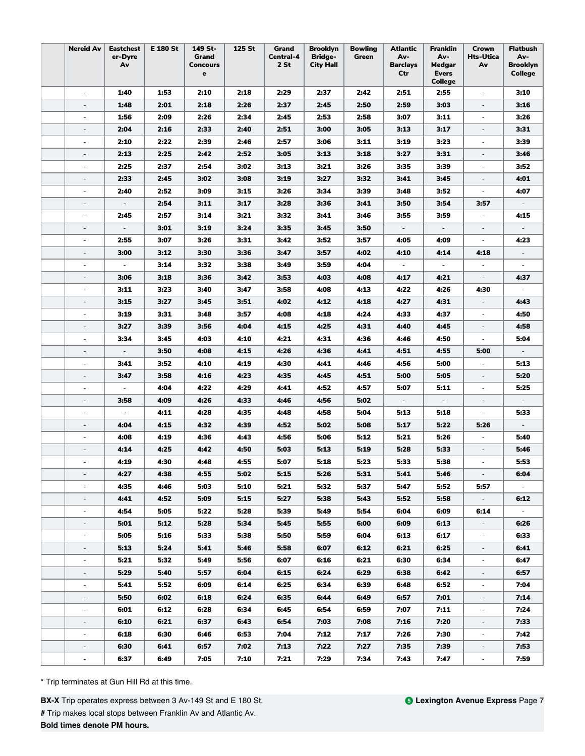| | Nereid Av | Eastchester-Dyre Av | E 180 St | 149 St-Grand Concourse | 125 St | Grand Central-42 St | Brooklyn Bridge-City Hall | Bowling Green | Atlantic Av-Barclays Ctr | Franklin Av-Medgar Evers College | Crown Hts-Utica Av | Flatbush Av-Brooklyn College |
|---|---|---|---|---|---|---|---|---|---|---|---|---|
| | - | **1:40** | **1:53** | **2:10** | **2:18** | **2:29** | **2:37** | **2:42** | **2:51** | **2:55** | - | **3:10** |
| | - | **1:48** | **2:01** | **2:18** | **2:26** | **2:37** | **2:45** | **2:50** | **2:59** | **3:03** | - | **3:16** |
| | - | **1:56** | **2:09** | **2:26** | **2:34** | **2:45** | **2:53** | **2:58** | **3:07** | **3:11** | - | **3:26** |
| | - | **2:04** | **2:16** | **2:33** | **2:40** | **2:51** | **3:00** | **3:05** | **3:13** | **3:17** | - | **3:31** |
| | - | **2:10** | **2:22** | **2:39** | **2:46** | **2:57** | **3:06** | **3:11** | **3:19** | **3:23** | - | **3:39** |
| | - | **2:13** | **2:25** | **2:42** | **2:52** | **3:05** | **3:13** | **3:18** | **3:27** | **3:31** | - | **3:46** |
| | - | **2:25** | **2:37** | **2:54** | **3:02** | **3:13** | **3:21** | **3:26** | **3:35** | **3:39** | - | **3:52** |
| | - | **2:33** | **2:45** | **3:02** | **3:08** | **3:19** | **3:27** | **3:32** | **3:41** | **3:45** | - | **4:01** |
| | - | **2:40** | **2:52** | **3:09** | **3:15** | **3:26** | **3:34** | **3:39** | **3:48** | **3:52** | - | **4:07** |
| | - | - | **2:54** | **3:11** | **3:17** | **3:28** | **3:36** | **3:41** | **3:50** | **3:54** | **3:57** | - |
| | - | **2:45** | **2:57** | **3:14** | **3:21** | **3:32** | **3:41** | **3:46** | **3:55** | **3:59** | - | **4:15** |
| | - | - | **3:01** | **3:19** | **3:24** | **3:35** | **3:45** | **3:50** | - | - | - | - |
| | - | **2:55** | **3:07** | **3:26** | **3:31** | **3:42** | **3:52** | **3:57** | **4:05** | **4:09** | - | **4:23** |
| | - | **3:00** | **3:12** | **3:30** | **3:36** | **3:47** | **3:57** | **4:02** | **4:10** | **4:14** | **4:18** | - |
| | - | - | **3:14** | **3:32** | **3:38** | **3:49** | **3:59** | **4:04** | - | - | - | - |
| | - | **3:06** | **3:18** | **3:36** | **3:42** | **3:53** | **4:03** | **4:08** | **4:17** | **4:21** | - | **4:37** |
| | - | **3:11** | **3:23** | **3:40** | **3:47** | **3:58** | **4:08** | **4:13** | **4:22** | **4:26** | **4:30** | - |
| | - | **3:15** | **3:27** | **3:45** | **3:51** | **4:02** | **4:12** | **4:18** | **4:27** | **4:31** | - | **4:43** |
| | - | **3:19** | **3:31** | **3:48** | **3:57** | **4:08** | **4:18** | **4:24** | **4:33** | **4:37** | - | **4:50** |
| | - | **3:27** | **3:39** | **3:56** | **4:04** | **4:15** | **4:25** | **4:31** | **4:40** | **4:45** | - | **4:58** |
| | - | **3:34** | **3:45** | **4:03** | **4:10** | **4:21** | **4:31** | **4:36** | **4:46** | **4:50** | - | **5:04** |
| | - | - | **3:50** | **4:08** | **4:15** | **4:26** | **4:36** | **4:41** | **4:51** | **4:55** | **5:00** | - |
| | - | **3:41** | **3:52** | **4:10** | **4:19** | **4:30** | **4:41** | **4:46** | **4:56** | **5:00** | - | **5:13** |
| | - | **3:47** | **3:58** | **4:16** | **4:23** | **4:35** | **4:45** | **4:51** | **5:00** | **5:05** | - | **5:20** |
| | - | - | **4:04** | **4:22** | **4:29** | **4:41** | **4:52** | **4:57** | **5:07** | **5:11** | - | **5:25** |
| | - | **3:58** | **4:09** | **4:26** | **4:33** | **4:46** | **4:56** | **5:02** | - | - | - | - |
| | - | - | **4:11** | **4:28** | **4:35** | **4:48** | **4:58** | **5:04** | **5:13** | **5:18** | - | **5:33** |
| | - | **4:04** | **4:15** | **4:32** | **4:39** | **4:52** | **5:02** | **5:08** | **5:17** | **5:22** | **5:26** | - |
| | - | **4:08** | **4:19** | **4:36** | **4:43** | **4:56** | **5:06** | **5:12** | **5:21** | **5:26** | - | **5:40** |
| | - | **4:14** | **4:25** | **4:42** | **4:50** | **5:03** | **5:13** | **5:19** | **5:28** | **5:33** | - | **5:46** |
| | - | **4:19** | **4:30** | **4:48** | **4:55** | **5:07** | **5:18** | **5:23** | **5:33** | **5:38** | - | **5:53** |
| | - | **4:27** | **4:38** | **4:55** | **5:02** | **5:15** | **5:26** | **5:31** | **5:41** | **5:46** | - | **6:04** |
| | - | **4:35** | **4:46** | **5:03** | **5:10** | **5:21** | **5:32** | **5:37** | **5:47** | **5:52** | **5:57** | - |
| | - | **4:41** | **4:52** | **5:09** | **5:15** | **5:27** | **5:38** | **5:43** | **5:52** | **5:58** | - | **6:12** |
| | - | **4:54** | **5:05** | **5:22** | **5:28** | **5:39** | **5:49** | **5:54** | **6:04** | **6:09** | **6:14** | - |
| | - | **5:01** | **5:12** | **5:28** | **5:34** | **5:45** | **5:55** | **6:00** | **6:09** | **6:13** | - | **6:26** |
| | - | **5:05** | **5:16** | **5:33** | **5:38** | **5:50** | **5:59** | **6:04** | **6:13** | **6:17** | - | **6:33** |
| | - | **5:13** | **5:24** | **5:41** | **5:46** | **5:58** | **6:07** | **6:12** | **6:21** | **6:25** | - | **6:41** |
| | - | **5:21** | **5:32** | **5:49** | **5:56** | **6:07** | **6:16** | **6:21** | **6:30** | **6:34** | - | **6:47** |
| | - | **5:29** | **5:40** | **5:57** | **6:04** | **6:15** | **6:24** | **6:29** | **6:38** | **6:42** | - | **6:57** |
| | - | **5:41** | **5:52** | **6:09** | **6:14** | **6:25** | **6:34** | **6:39** | **6:48** | **6:52** | - | **7:04** |
| | - | **5:50** | **6:02** | **6:18** | **6:24** | **6:35** | **6:44** | **6:49** | **6:57** | **7:01** | - | **7:14** |
| | - | **6:01** | **6:12** | **6:28** | **6:34** | **6:45** | **6:54** | **6:59** | **7:07** | **7:11** | - | **7:24** |
| | - | **6:10** | **6:21** | **6:37** | **6:43** | **6:54** | **7:03** | **7:08** | **7:16** | **7:20** | - | **7:33** |
| | - | **6:18** | **6:30** | **6:46** | **6:53** | **7:04** | **7:12** | **7:17** | **7:26** | **7:30** | - | **7:42** |
| | - | **6:30** | **6:41** | **6:57** | **7:02** | **7:13** | **7:22** | **7:27** | **7:35** | **7:39** | - | **7:53** |
| | - | **6:37** | **6:49** | **7:05** | **7:10** | **7:21** | **7:29** | **7:34** | **7:43** | **7:47** | - | **7:59** |

* Trip terminates at Gun Hill Rd at this time.

**BX-X** Trip operates express between 3 Av-149 St and E 180 St.

**#** Trip makes local stops between Franklin Av and Atlantic Av.

**Bold times denote PM hours.**

**5 Lexington Avenue Express**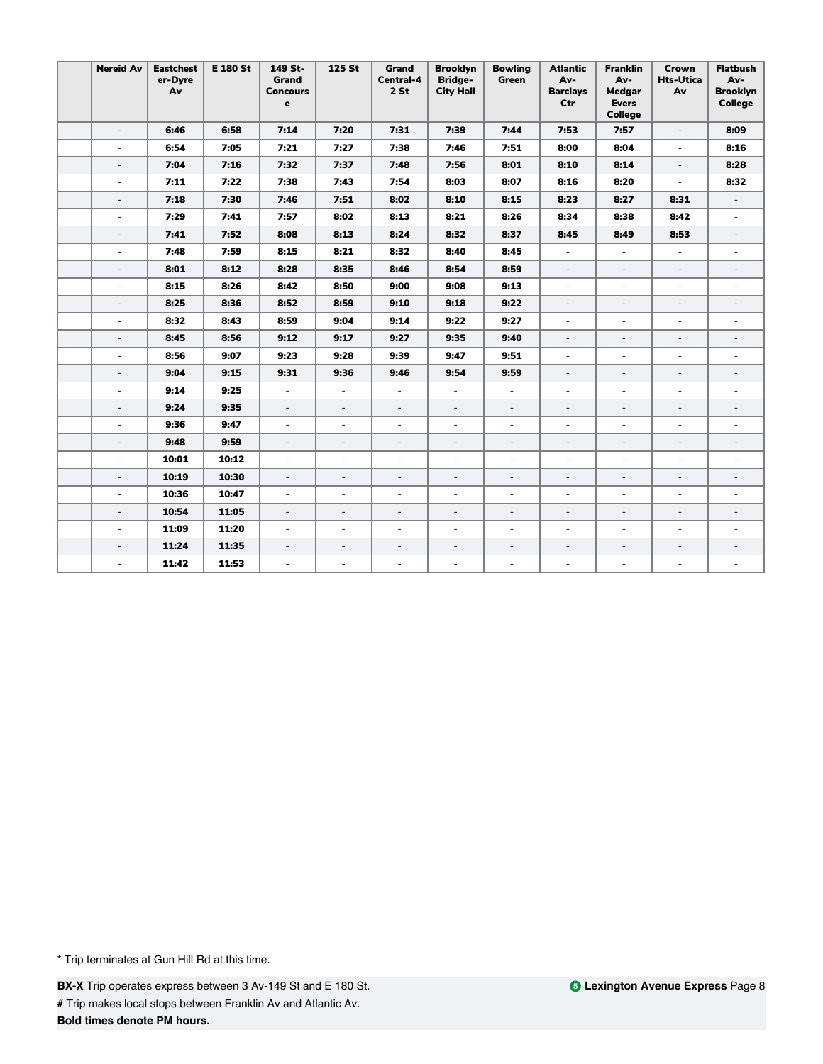| | Nereid Av | Eastchester-Dyre Av | E 180 St | 149 St-Grand Concourse | 125 St | Grand Central-42 St | Brooklyn Bridge-City Hall | Bowling Green | Atlantic Av-Barclays Ctr | Franklin Av-Medgar Evers College | Crown Hts-Utica Av | Flatbush Av-Brooklyn College |
|---|---|---|---|---|---|---|---|---|---|---|---|---|
| | - | **6:46** | **6:58** | **7:14** | **7:20** | **7:31** | **7:39** | **7:44** | **7:53** | **7:57** | - | **8:09** |
| | - | **6:54** | **7:05** | **7:21** | **7:27** | **7:38** | **7:46** | **7:51** | **8:00** | **8:04** | - | **8:16** |
| | - | **7:04** | **7:16** | **7:32** | **7:37** | **7:48** | **7:56** | **8:01** | **8:10** | **8:14** | - | **8:28** |
| | - | **7:11** | **7:22** | **7:38** | **7:43** | **7:54** | **8:03** | **8:07** | **8:16** | **8:20** | - | **8:32** |
| | - | **7:18** | **7:30** | **7:46** | **7:51** | **8:02** | **8:10** | **8:15** | **8:23** | **8:27** | **8:31** | - |
| | - | **7:29** | **7:41** | **7:57** | **8:02** | **8:13** | **8:21** | **8:26** | **8:34** | **8:38** | **8:42** | - |
| | - | **7:41** | **7:52** | **8:08** | **8:13** | **8:24** | **8:32** | **8:37** | **8:45** | **8:49** | **8:53** | - |
| | - | **7:48** | **7:59** | **8:15** | **8:21** | **8:32** | **8:40** | **8:45** | - | - | - | - |
| | - | **8:01** | **8:12** | **8:28** | **8:35** | **8:46** | **8:54** | **8:59** | - | - | - | - |
| | - | **8:15** | **8:26** | **8:42** | **8:50** | **9:00** | **9:08** | **9:13** | - | - | - | - |
| | - | **8:25** | **8:36** | **8:52** | **8:59** | **9:10** | **9:18** | **9:22** | - | - | - | - |
| | - | **8:32** | **8:43** | **8:59** | **9:04** | **9:14** | **9:22** | **9:27** | - | - | - | - |
| | - | **8:45** | **8:56** | **9:12** | **9:17** | **9:27** | **9:35** | **9:40** | - | - | - | - |
| | - | **8:56** | **9:07** | **9:23** | **9:28** | **9:39** | **9:47** | **9:51** | - | - | - | - |
| | - | **9:04** | **9:15** | **9:31** | **9:36** | **9:46** | **9:54** | **9:59** | - | - | - | - |
| | - | **9:14** | **9:25** | - | - | - | - | - | - | - | - | - |
| | - | **9:24** | **9:35** | - | - | - | - | - | - | - | - | - |
| | - | **9:36** | **9:47** | - | - | - | - | - | - | - | - | - |
| | - | **9:48** | **9:59** | - | - | - | - | - | - | - | - | - |
| | - | **10:01** | **10:12** | - | - | - | - | - | - | - | - | - |
| | - | **10:19** | **10:30** | - | - | - | - | - | - | - | - | - |
| | - | **10:36** | **10:47** | - | - | - | - | - | - | - | - | - |
| | - | **10:54** | **11:05** | - | - | - | - | - | - | - | - | - |
| | - | **11:09** | **11:20** | - | - | - | - | - | - | - | - | - |
| | - | **11:24** | **11:35** | - | - | - | - | - | - | - | - | - |
| | - | **11:42** | **11:53** | - | - | - | - | - | - | - | - | - |

* Trip terminates at Gun Hill Rd at this time.

**BX-X** Trip operates express between 3 Av-149 St and E 180 St.

**#** Trip makes local stops between Franklin Av and Atlantic Av.

**Bold times denote PM hours.**

**5 Lexington Avenue Express**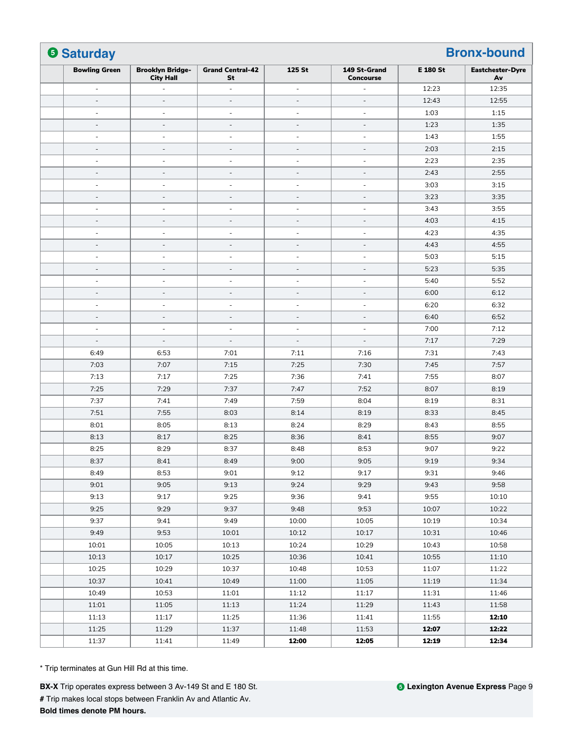## 5 Saturday — Bronx-bound

| | Bowling Green | Brooklyn Bridge-City Hall | Grand Central-42 St | 125 St | 149 St-Grand Concourse | E 180 St | Eastchester-Dyre Av |
|---|---|---|---|---|---|---|---|
| | - | - | - | - | - | 12:23 | 12:35 |
| | - | - | - | - | - | 12:43 | 12:55 |
| | - | - | - | - | - | 1:03 | 1:15 |
| | - | - | - | - | - | 1:23 | 1:35 |
| | - | - | - | - | - | 1:43 | 1:55 |
| | - | - | - | - | - | 2:03 | 2:15 |
| | - | - | - | - | - | 2:23 | 2:35 |
| | - | - | - | - | - | 2:43 | 2:55 |
| | - | - | - | - | - | 3:03 | 3:15 |
| | - | - | - | - | - | 3:23 | 3:35 |
| | - | - | - | - | - | 3:43 | 3:55 |
| | - | - | - | - | - | 4:03 | 4:15 |
| | - | - | - | - | - | 4:23 | 4:35 |
| | - | - | - | - | - | 4:43 | 4:55 |
| | - | - | - | - | - | 5:03 | 5:15 |
| | - | - | - | - | - | 5:23 | 5:35 |
| | - | - | - | - | - | 5:40 | 5:52 |
| | - | - | - | - | - | 6:00 | 6:12 |
| | - | - | - | - | - | 6:20 | 6:32 |
| | - | - | - | - | - | 6:40 | 6:52 |
| | - | - | - | - | - | 7:00 | 7:12 |
| | - | - | - | - | - | 7:17 | 7:29 |
| | 6:49 | 6:53 | 7:01 | 7:11 | 7:16 | 7:31 | 7:43 |
| | 7:03 | 7:07 | 7:15 | 7:25 | 7:30 | 7:45 | 7:57 |
| | 7:13 | 7:17 | 7:25 | 7:36 | 7:41 | 7:55 | 8:07 |
| | 7:25 | 7:29 | 7:37 | 7:47 | 7:52 | 8:07 | 8:19 |
| | 7:37 | 7:41 | 7:49 | 7:59 | 8:04 | 8:19 | 8:31 |
| | 7:51 | 7:55 | 8:03 | 8:14 | 8:19 | 8:33 | 8:45 |
| | 8:01 | 8:05 | 8:13 | 8:24 | 8:29 | 8:43 | 8:55 |
| | 8:13 | 8:17 | 8:25 | 8:36 | 8:41 | 8:55 | 9:07 |
| | 8:25 | 8:29 | 8:37 | 8:48 | 8:53 | 9:07 | 9:22 |
| | 8:37 | 8:41 | 8:49 | 9:00 | 9:05 | 9:19 | 9:34 |
| | 8:49 | 8:53 | 9:01 | 9:12 | 9:17 | 9:31 | 9:46 |
| | 9:01 | 9:05 | 9:13 | 9:24 | 9:29 | 9:43 | 9:58 |
| | 9:13 | 9:17 | 9:25 | 9:36 | 9:41 | 9:55 | 10:10 |
| | 9:25 | 9:29 | 9:37 | 9:48 | 9:53 | 10:07 | 10:22 |
| | 9:37 | 9:41 | 9:49 | 10:00 | 10:05 | 10:19 | 10:34 |
| | 9:49 | 9:53 | 10:01 | 10:12 | 10:17 | 10:31 | 10:46 |
| | 10:01 | 10:05 | 10:13 | 10:24 | 10:29 | 10:43 | 10:58 |
| | 10:13 | 10:17 | 10:25 | 10:36 | 10:41 | 10:55 | 11:10 |
| | 10:25 | 10:29 | 10:37 | 10:48 | 10:53 | 11:07 | 11:22 |
| | 10:37 | 10:41 | 10:49 | 11:00 | 11:05 | 11:19 | 11:34 |
| | 10:49 | 10:53 | 11:01 | 11:12 | 11:17 | 11:31 | 11:46 |
| | 11:01 | 11:05 | 11:13 | 11:24 | 11:29 | 11:43 | 11:58 |
| | 11:13 | 11:17 | 11:25 | 11:36 | 11:41 | 11:55 | **12:10** |
| | 11:25 | 11:29 | 11:37 | 11:48 | 11:53 | **12:07** | **12:22** |
| | 11:37 | 11:41 | 11:49 | **12:00** | **12:05** | **12:19** | **12:34** |

\* Trip terminates at Gun Hill Rd at this time.

**BX-X** Trip operates express between 3 Av-149 St and E 180 St.

**#** Trip makes local stops between Franklin Av and Atlantic Av.

**Bold times denote PM hours.**

5 **Lexington Avenue Express**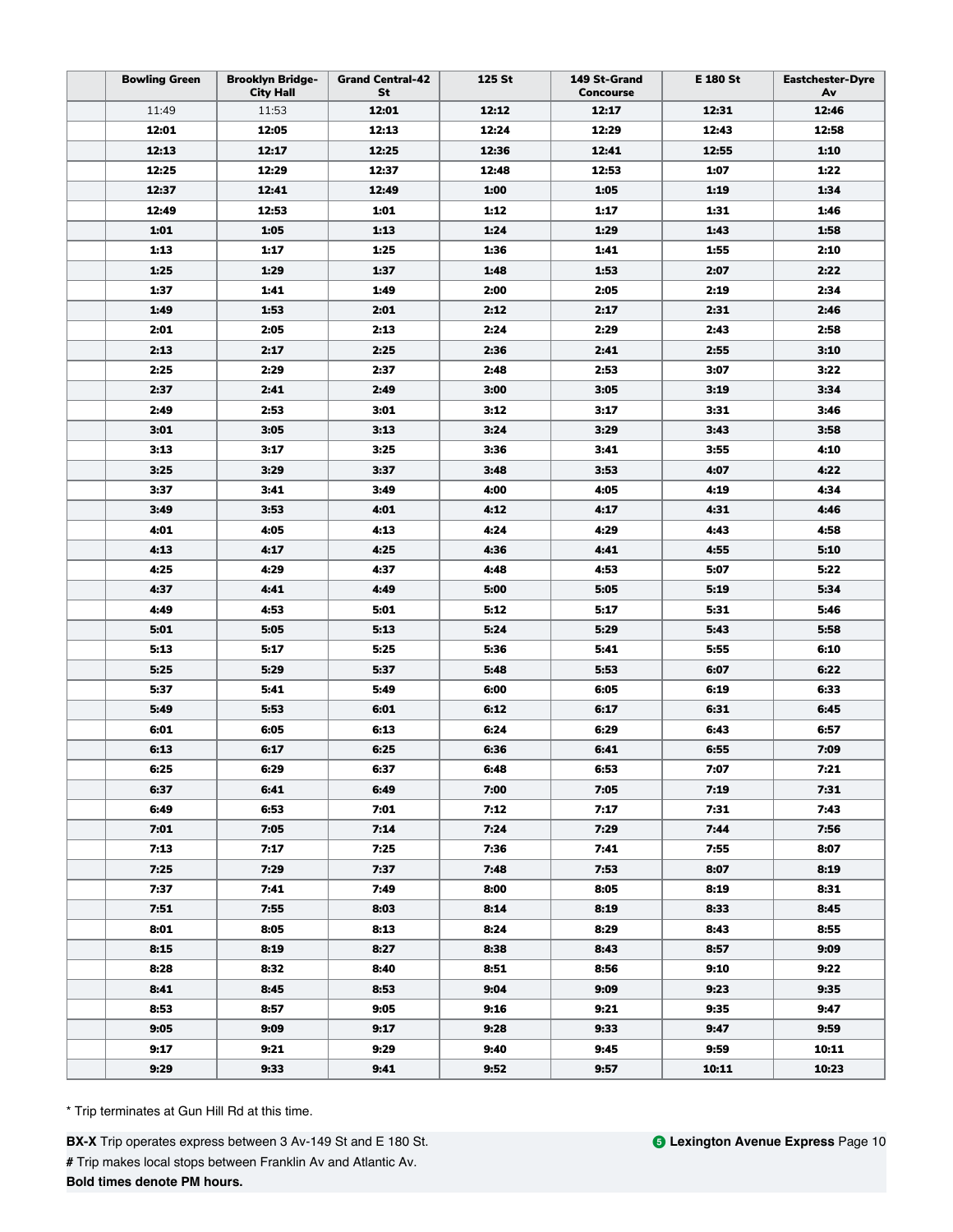| | Bowling Green | Brooklyn Bridge-City Hall | Grand Central-42 St | 125 St | 149 St-Grand Concourse | E 180 St | Eastchester-Dyre Av |
|---|---|---|---|---|---|---|---|
| | 11:49 | 11:53 | **12:01** | **12:12** | **12:17** | **12:31** | **12:46** |
| | **12:01** | **12:05** | **12:13** | **12:24** | **12:29** | **12:43** | **12:58** |
| | **12:13** | **12:17** | **12:25** | **12:36** | **12:41** | **12:55** | **1:10** |
| | **12:25** | **12:29** | **12:37** | **12:48** | **12:53** | **1:07** | **1:22** |
| | **12:37** | **12:41** | **12:49** | **1:00** | **1:05** | **1:19** | **1:34** |
| | **12:49** | **12:53** | **1:01** | **1:12** | **1:17** | **1:31** | **1:46** |
| | **1:01** | **1:05** | **1:13** | **1:24** | **1:29** | **1:43** | **1:58** |
| | **1:13** | **1:17** | **1:25** | **1:36** | **1:41** | **1:55** | **2:10** |
| | **1:25** | **1:29** | **1:37** | **1:48** | **1:53** | **2:07** | **2:22** |
| | **1:37** | **1:41** | **1:49** | **2:00** | **2:05** | **2:19** | **2:34** |
| | **1:49** | **1:53** | **2:01** | **2:12** | **2:17** | **2:31** | **2:46** |
| | **2:01** | **2:05** | **2:13** | **2:24** | **2:29** | **2:43** | **2:58** |
| | **2:13** | **2:17** | **2:25** | **2:36** | **2:41** | **2:55** | **3:10** |
| | **2:25** | **2:29** | **2:37** | **2:48** | **2:53** | **3:07** | **3:22** |
| | **2:37** | **2:41** | **2:49** | **3:00** | **3:05** | **3:19** | **3:34** |
| | **2:49** | **2:53** | **3:01** | **3:12** | **3:17** | **3:31** | **3:46** |
| | **3:01** | **3:05** | **3:13** | **3:24** | **3:29** | **3:43** | **3:58** |
| | **3:13** | **3:17** | **3:25** | **3:36** | **3:41** | **3:55** | **4:10** |
| | **3:25** | **3:29** | **3:37** | **3:48** | **3:53** | **4:07** | **4:22** |
| | **3:37** | **3:41** | **3:49** | **4:00** | **4:05** | **4:19** | **4:34** |
| | **3:49** | **3:53** | **4:01** | **4:12** | **4:17** | **4:31** | **4:46** |
| | **4:01** | **4:05** | **4:13** | **4:24** | **4:29** | **4:43** | **4:58** |
| | **4:13** | **4:17** | **4:25** | **4:36** | **4:41** | **4:55** | **5:10** |
| | **4:25** | **4:29** | **4:37** | **4:48** | **4:53** | **5:07** | **5:22** |
| | **4:37** | **4:41** | **4:49** | **5:00** | **5:05** | **5:19** | **5:34** |
| | **4:49** | **4:53** | **5:01** | **5:12** | **5:17** | **5:31** | **5:46** |
| | **5:01** | **5:05** | **5:13** | **5:24** | **5:29** | **5:43** | **5:58** |
| | **5:13** | **5:17** | **5:25** | **5:36** | **5:41** | **5:55** | **6:10** |
| | **5:25** | **5:29** | **5:37** | **5:48** | **5:53** | **6:07** | **6:22** |
| | **5:37** | **5:41** | **5:49** | **6:00** | **6:05** | **6:19** | **6:33** |
| | **5:49** | **5:53** | **6:01** | **6:12** | **6:17** | **6:31** | **6:45** |
| | **6:01** | **6:05** | **6:13** | **6:24** | **6:29** | **6:43** | **6:57** |
| | **6:13** | **6:17** | **6:25** | **6:36** | **6:41** | **6:55** | **7:09** |
| | **6:25** | **6:29** | **6:37** | **6:48** | **6:53** | **7:07** | **7:21** |
| | **6:37** | **6:41** | **6:49** | **7:00** | **7:05** | **7:19** | **7:31** |
| | **6:49** | **6:53** | **7:01** | **7:12** | **7:17** | **7:31** | **7:43** |
| | **7:01** | **7:05** | **7:14** | **7:24** | **7:29** | **7:44** | **7:56** |
| | **7:13** | **7:17** | **7:25** | **7:36** | **7:41** | **7:55** | **8:07** |
| | **7:25** | **7:29** | **7:37** | **7:48** | **7:53** | **8:07** | **8:19** |
| | **7:37** | **7:41** | **7:49** | **8:00** | **8:05** | **8:19** | **8:31** |
| | **7:51** | **7:55** | **8:03** | **8:14** | **8:19** | **8:33** | **8:45** |
| | **8:01** | **8:05** | **8:13** | **8:24** | **8:29** | **8:43** | **8:55** |
| | **8:15** | **8:19** | **8:27** | **8:38** | **8:43** | **8:57** | **9:09** |
| | **8:28** | **8:32** | **8:40** | **8:51** | **8:56** | **9:10** | **9:22** |
| | **8:41** | **8:45** | **8:53** | **9:04** | **9:09** | **9:23** | **9:35** |
| | **8:53** | **8:57** | **9:05** | **9:16** | **9:21** | **9:35** | **9:47** |
| | **9:05** | **9:09** | **9:17** | **9:28** | **9:33** | **9:47** | **9:59** |
| | **9:17** | **9:21** | **9:29** | **9:40** | **9:45** | **9:59** | **10:11** |
| | **9:29** | **9:33** | **9:41** | **9:52** | **9:57** | **10:11** | **10:23** |

* Trip terminates at Gun Hill Rd at this time.

**BX-X** Trip operates express between 3 Av-149 St and E 180 St.

**#** Trip makes local stops between Franklin Av and Atlantic Av.

**Bold times denote PM hours.**

**5 Lexington Avenue Express**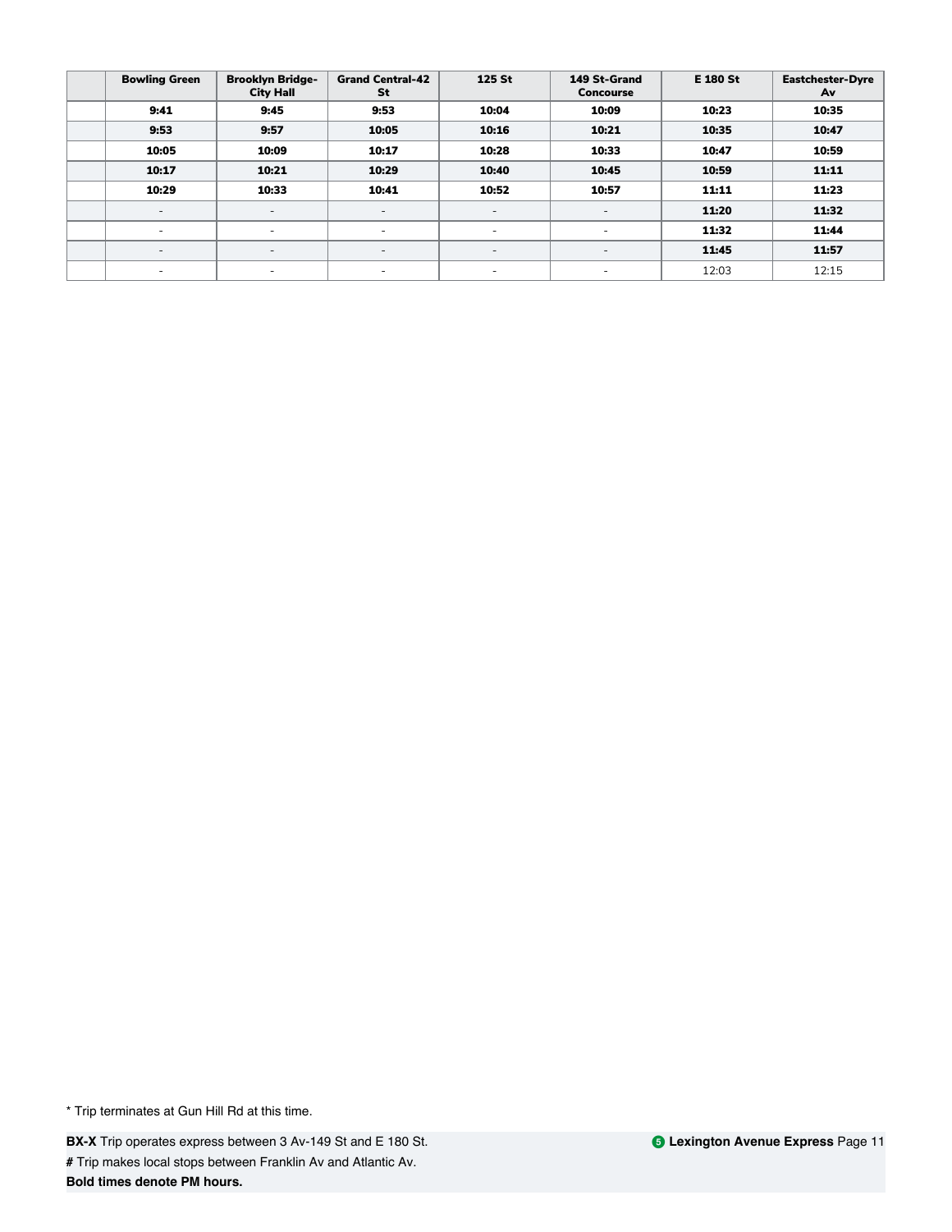| | Bowling Green | Brooklyn Bridge-City Hall | Grand Central-42 St | 125 St | 149 St-Grand Concourse | E 180 St | Eastchester-Dyre Av |
|---|---|---|---|---|---|---|---|
| | **9:41** | **9:45** | **9:53** | **10:04** | **10:09** | **10:23** | **10:35** |
| | **9:53** | **9:57** | **10:05** | **10:16** | **10:21** | **10:35** | **10:47** |
| | **10:05** | **10:09** | **10:17** | **10:28** | **10:33** | **10:47** | **10:59** |
| | **10:17** | **10:21** | **10:29** | **10:40** | **10:45** | **10:59** | **11:11** |
| | **10:29** | **10:33** | **10:41** | **10:52** | **10:57** | **11:11** | **11:23** |
| | - | - | - | - | - | **11:20** | **11:32** |
| | - | - | - | - | - | **11:32** | **11:44** |
| | - | - | - | - | - | **11:45** | **11:57** |
| | - | - | - | - | - | 12:03 | 12:15 |

* Trip terminates at Gun Hill Rd at this time.

**BX-X** Trip operates express between 3 Av-149 St and E 180 St.

**#** Trip makes local stops between Franklin Av and Atlantic Av.

**Bold times denote PM hours.**

**5 Lexington Avenue Express**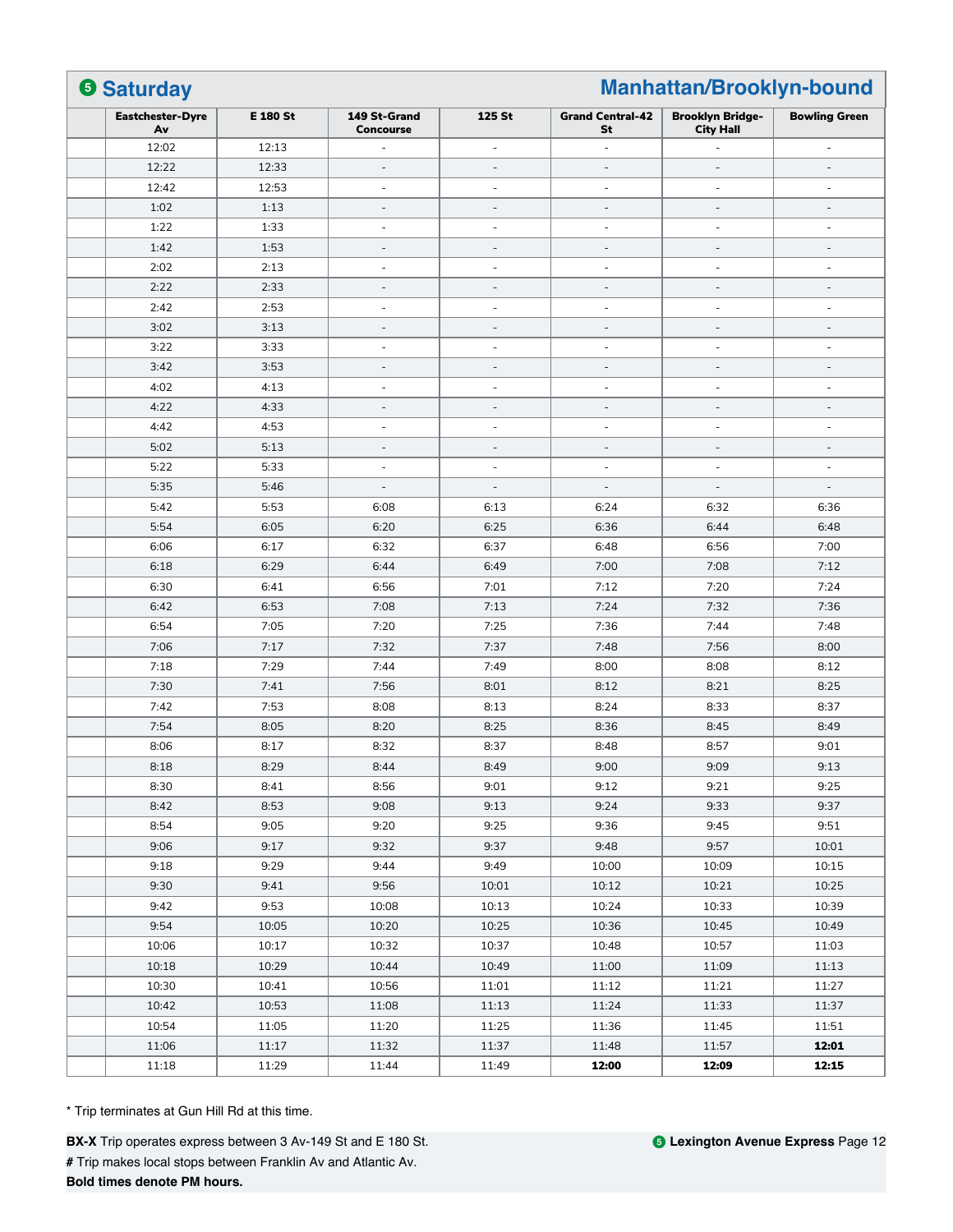## ❺ Saturday — Manhattan/Brooklyn-bound

| | Eastchester-Dyre Av | E 180 St | 149 St-Grand Concourse | 125 St | Grand Central-42 St | Brooklyn Bridge-City Hall | Bowling Green |
|---|---|---|---|---|---|---|---|
| | 12:02 | 12:13 | - | - | - | - | - |
| | 12:22 | 12:33 | - | - | - | - | - |
| | 12:42 | 12:53 | - | - | - | - | - |
| | 1:02 | 1:13 | - | - | - | - | - |
| | 1:22 | 1:33 | - | - | - | - | - |
| | 1:42 | 1:53 | - | - | - | - | - |
| | 2:02 | 2:13 | - | - | - | - | - |
| | 2:22 | 2:33 | - | - | - | - | - |
| | 2:42 | 2:53 | - | - | - | - | - |
| | 3:02 | 3:13 | - | - | - | - | - |
| | 3:22 | 3:33 | - | - | - | - | - |
| | 3:42 | 3:53 | - | - | - | - | - |
| | 4:02 | 4:13 | - | - | - | - | - |
| | 4:22 | 4:33 | - | - | - | - | - |
| | 4:42 | 4:53 | - | - | - | - | - |
| | 5:02 | 5:13 | - | - | - | - | - |
| | 5:22 | 5:33 | - | - | - | - | - |
| | 5:35 | 5:46 | - | - | - | - | - |
| | 5:42 | 5:53 | 6:08 | 6:13 | 6:24 | 6:32 | 6:36 |
| | 5:54 | 6:05 | 6:20 | 6:25 | 6:36 | 6:44 | 6:48 |
| | 6:06 | 6:17 | 6:32 | 6:37 | 6:48 | 6:56 | 7:00 |
| | 6:18 | 6:29 | 6:44 | 6:49 | 7:00 | 7:08 | 7:12 |
| | 6:30 | 6:41 | 6:56 | 7:01 | 7:12 | 7:20 | 7:24 |
| | 6:42 | 6:53 | 7:08 | 7:13 | 7:24 | 7:32 | 7:36 |
| | 6:54 | 7:05 | 7:20 | 7:25 | 7:36 | 7:44 | 7:48 |
| | 7:06 | 7:17 | 7:32 | 7:37 | 7:48 | 7:56 | 8:00 |
| | 7:18 | 7:29 | 7:44 | 7:49 | 8:00 | 8:08 | 8:12 |
| | 7:30 | 7:41 | 7:56 | 8:01 | 8:12 | 8:21 | 8:25 |
| | 7:42 | 7:53 | 8:08 | 8:13 | 8:24 | 8:33 | 8:37 |
| | 7:54 | 8:05 | 8:20 | 8:25 | 8:36 | 8:45 | 8:49 |
| | 8:06 | 8:17 | 8:32 | 8:37 | 8:48 | 8:57 | 9:01 |
| | 8:18 | 8:29 | 8:44 | 8:49 | 9:00 | 9:09 | 9:13 |
| | 8:30 | 8:41 | 8:56 | 9:01 | 9:12 | 9:21 | 9:25 |
| | 8:42 | 8:53 | 9:08 | 9:13 | 9:24 | 9:33 | 9:37 |
| | 8:54 | 9:05 | 9:20 | 9:25 | 9:36 | 9:45 | 9:51 |
| | 9:06 | 9:17 | 9:32 | 9:37 | 9:48 | 9:57 | 10:01 |
| | 9:18 | 9:29 | 9:44 | 9:49 | 10:00 | 10:09 | 10:15 |
| | 9:30 | 9:41 | 9:56 | 10:01 | 10:12 | 10:21 | 10:25 |
| | 9:42 | 9:53 | 10:08 | 10:13 | 10:24 | 10:33 | 10:39 |
| | 9:54 | 10:05 | 10:20 | 10:25 | 10:36 | 10:45 | 10:49 |
| | 10:06 | 10:17 | 10:32 | 10:37 | 10:48 | 10:57 | 11:03 |
| | 10:18 | 10:29 | 10:44 | 10:49 | 11:00 | 11:09 | 11:13 |
| | 10:30 | 10:41 | 10:56 | 11:01 | 11:12 | 11:21 | 11:27 |
| | 10:42 | 10:53 | 11:08 | 11:13 | 11:24 | 11:33 | 11:37 |
| | 10:54 | 11:05 | 11:20 | 11:25 | 11:36 | 11:45 | 11:51 |
| | 11:06 | 11:17 | 11:32 | 11:37 | 11:48 | 11:57 | **12:01** |
| | 11:18 | 11:29 | 11:44 | 11:49 | **12:00** | **12:09** | **12:15** |

\* Trip terminates at Gun Hill Rd at this time.

**BX-X** Trip operates express between 3 Av-149 St and E 180 St.

**#** Trip makes local stops between Franklin Av and Atlantic Av.

**Bold times denote PM hours.**

❺ **Lexington Avenue Express**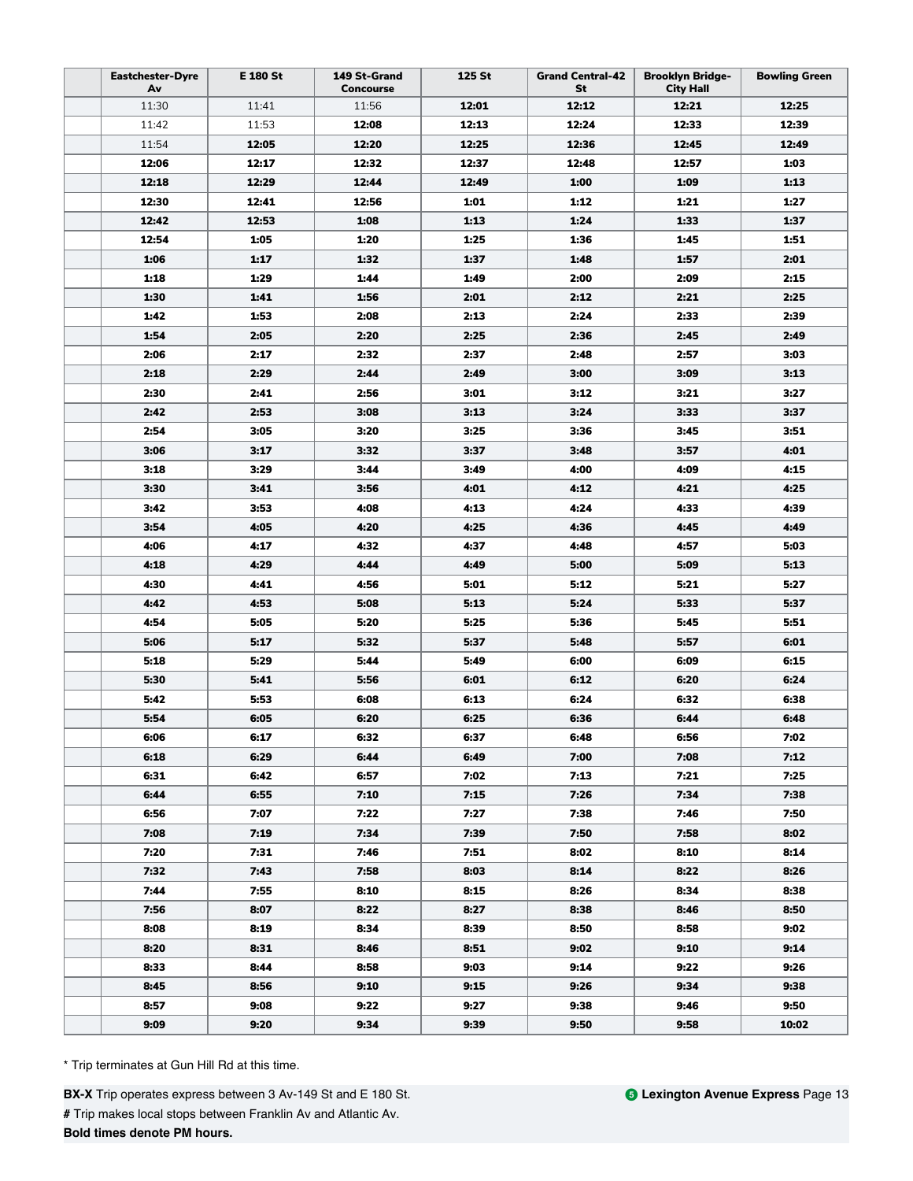| | Eastchester-Dyre Av | E 180 St | 149 St-Grand Concourse | 125 St | Grand Central-42 St | Brooklyn Bridge-City Hall | Bowling Green |
|---|---|---|---|---|---|---|---|
| | 11:30 | 11:41 | 11:56 | **12:01** | **12:12** | **12:21** | **12:25** |
| | 11:42 | 11:53 | **12:08** | **12:13** | **12:24** | **12:33** | **12:39** |
| | 11:54 | **12:05** | **12:20** | **12:25** | **12:36** | **12:45** | **12:49** |
| | **12:06** | **12:17** | **12:32** | **12:37** | **12:48** | **12:57** | **1:03** |
| | **12:18** | **12:29** | **12:44** | **12:49** | **1:00** | **1:09** | **1:13** |
| | **12:30** | **12:41** | **12:56** | **1:01** | **1:12** | **1:21** | **1:27** |
| | **12:42** | **12:53** | **1:08** | **1:13** | **1:24** | **1:33** | **1:37** |
| | **12:54** | **1:05** | **1:20** | **1:25** | **1:36** | **1:45** | **1:51** |
| | **1:06** | **1:17** | **1:32** | **1:37** | **1:48** | **1:57** | **2:01** |
| | **1:18** | **1:29** | **1:44** | **1:49** | **2:00** | **2:09** | **2:15** |
| | **1:30** | **1:41** | **1:56** | **2:01** | **2:12** | **2:21** | **2:25** |
| | **1:42** | **1:53** | **2:08** | **2:13** | **2:24** | **2:33** | **2:39** |
| | **1:54** | **2:05** | **2:20** | **2:25** | **2:36** | **2:45** | **2:49** |
| | **2:06** | **2:17** | **2:32** | **2:37** | **2:48** | **2:57** | **3:03** |
| | **2:18** | **2:29** | **2:44** | **2:49** | **3:00** | **3:09** | **3:13** |
| | **2:30** | **2:41** | **2:56** | **3:01** | **3:12** | **3:21** | **3:27** |
| | **2:42** | **2:53** | **3:08** | **3:13** | **3:24** | **3:33** | **3:37** |
| | **2:54** | **3:05** | **3:20** | **3:25** | **3:36** | **3:45** | **3:51** |
| | **3:06** | **3:17** | **3:32** | **3:37** | **3:48** | **3:57** | **4:01** |
| | **3:18** | **3:29** | **3:44** | **3:49** | **4:00** | **4:09** | **4:15** |
| | **3:30** | **3:41** | **3:56** | **4:01** | **4:12** | **4:21** | **4:25** |
| | **3:42** | **3:53** | **4:08** | **4:13** | **4:24** | **4:33** | **4:39** |
| | **3:54** | **4:05** | **4:20** | **4:25** | **4:36** | **4:45** | **4:49** |
| | **4:06** | **4:17** | **4:32** | **4:37** | **4:48** | **4:57** | **5:03** |
| | **4:18** | **4:29** | **4:44** | **4:49** | **5:00** | **5:09** | **5:13** |
| | **4:30** | **4:41** | **4:56** | **5:01** | **5:12** | **5:21** | **5:27** |
| | **4:42** | **4:53** | **5:08** | **5:13** | **5:24** | **5:33** | **5:37** |
| | **4:54** | **5:05** | **5:20** | **5:25** | **5:36** | **5:45** | **5:51** |
| | **5:06** | **5:17** | **5:32** | **5:37** | **5:48** | **5:57** | **6:01** |
| | **5:18** | **5:29** | **5:44** | **5:49** | **6:00** | **6:09** | **6:15** |
| | **5:30** | **5:41** | **5:56** | **6:01** | **6:12** | **6:20** | **6:24** |
| | **5:42** | **5:53** | **6:08** | **6:13** | **6:24** | **6:32** | **6:38** |
| | **5:54** | **6:05** | **6:20** | **6:25** | **6:36** | **6:44** | **6:48** |
| | **6:06** | **6:17** | **6:32** | **6:37** | **6:48** | **6:56** | **7:02** |
| | **6:18** | **6:29** | **6:44** | **6:49** | **7:00** | **7:08** | **7:12** |
| | **6:31** | **6:42** | **6:57** | **7:02** | **7:13** | **7:21** | **7:25** |
| | **6:44** | **6:55** | **7:10** | **7:15** | **7:26** | **7:34** | **7:38** |
| | **6:56** | **7:07** | **7:22** | **7:27** | **7:38** | **7:46** | **7:50** |
| | **7:08** | **7:19** | **7:34** | **7:39** | **7:50** | **7:58** | **8:02** |
| | **7:20** | **7:31** | **7:46** | **7:51** | **8:02** | **8:10** | **8:14** |
| | **7:32** | **7:43** | **7:58** | **8:03** | **8:14** | **8:22** | **8:26** |
| | **7:44** | **7:55** | **8:10** | **8:15** | **8:26** | **8:34** | **8:38** |
| | **7:56** | **8:07** | **8:22** | **8:27** | **8:38** | **8:46** | **8:50** |
| | **8:08** | **8:19** | **8:34** | **8:39** | **8:50** | **8:58** | **9:02** |
| | **8:20** | **8:31** | **8:46** | **8:51** | **9:02** | **9:10** | **9:14** |
| | **8:33** | **8:44** | **8:58** | **9:03** | **9:14** | **9:22** | **9:26** |
| | **8:45** | **8:56** | **9:10** | **9:15** | **9:26** | **9:34** | **9:38** |
| | **8:57** | **9:08** | **9:22** | **9:27** | **9:38** | **9:46** | **9:50** |
| | **9:09** | **9:20** | **9:34** | **9:39** | **9:50** | **9:58** | **10:02** |

* Trip terminates at Gun Hill Rd at this time.

**BX-X** Trip operates express between 3 Av-149 St and E 180 St.

**#** Trip makes local stops between Franklin Av and Atlantic Av.

**Bold times denote PM hours.**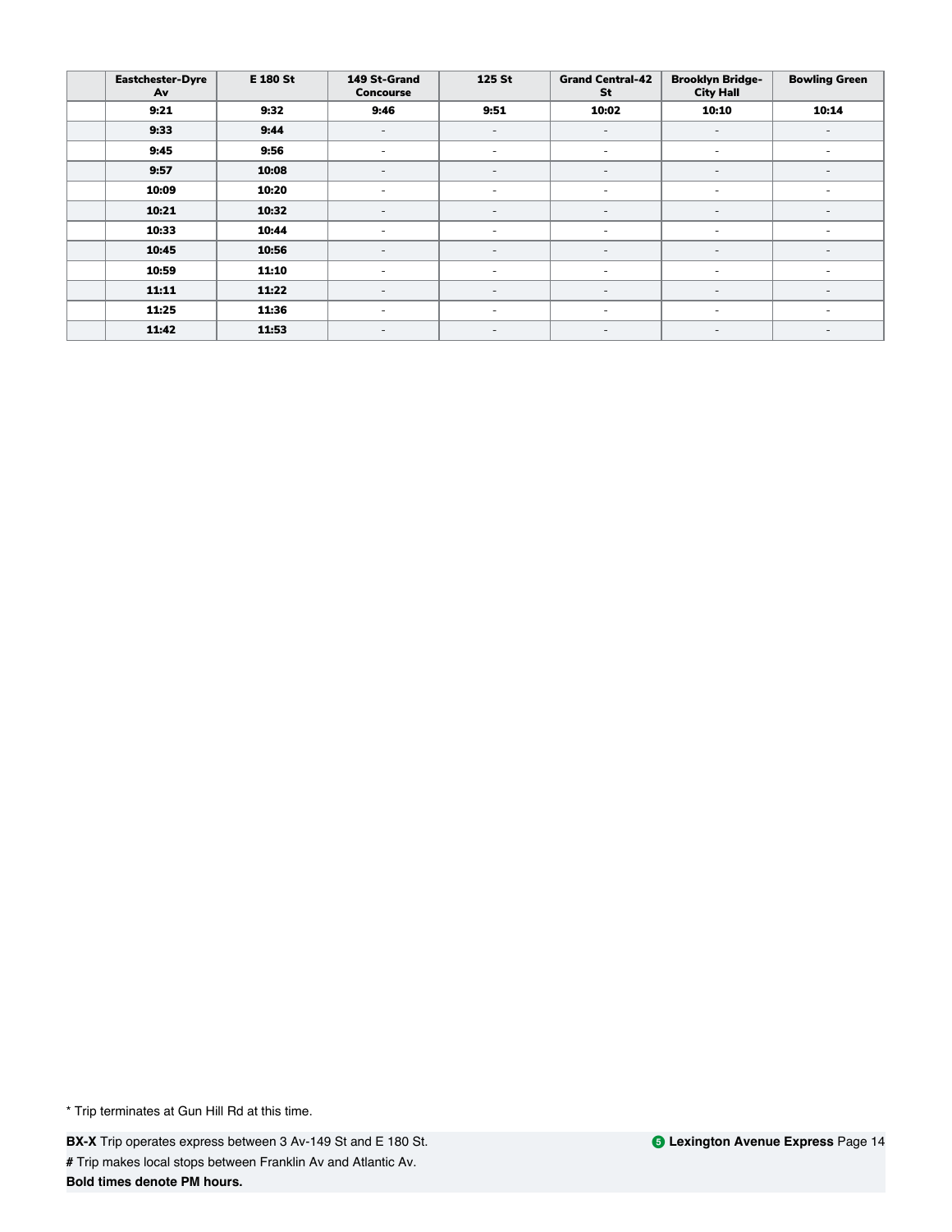| | Eastchester-Dyre Av | E 180 St | 149 St-Grand Concourse | 125 St | Grand Central-42 St | Brooklyn Bridge-City Hall | Bowling Green |
|---|---|---|---|---|---|---|---|
| | **9:21** | **9:32** | **9:46** | **9:51** | **10:02** | **10:10** | **10:14** |
| | **9:33** | **9:44** | - | - | - | - | - |
| | **9:45** | **9:56** | - | - | - | - | - |
| | **9:57** | **10:08** | - | - | - | - | - |
| | **10:09** | **10:20** | - | - | - | - | - |
| | **10:21** | **10:32** | - | - | - | - | - |
| | **10:33** | **10:44** | - | - | - | - | - |
| | **10:45** | **10:56** | - | - | - | - | - |
| | **10:59** | **11:10** | - | - | - | - | - |
| | **11:11** | **11:22** | - | - | - | - | - |
| | **11:25** | **11:36** | - | - | - | - | - |
| | **11:42** | **11:53** | - | - | - | - | - |

* Trip terminates at Gun Hill Rd at this time.

**BX-X** Trip operates express between 3 Av-149 St and E 180 St.

**#** Trip makes local stops between Franklin Av and Atlantic Av.

**Bold times denote PM hours.**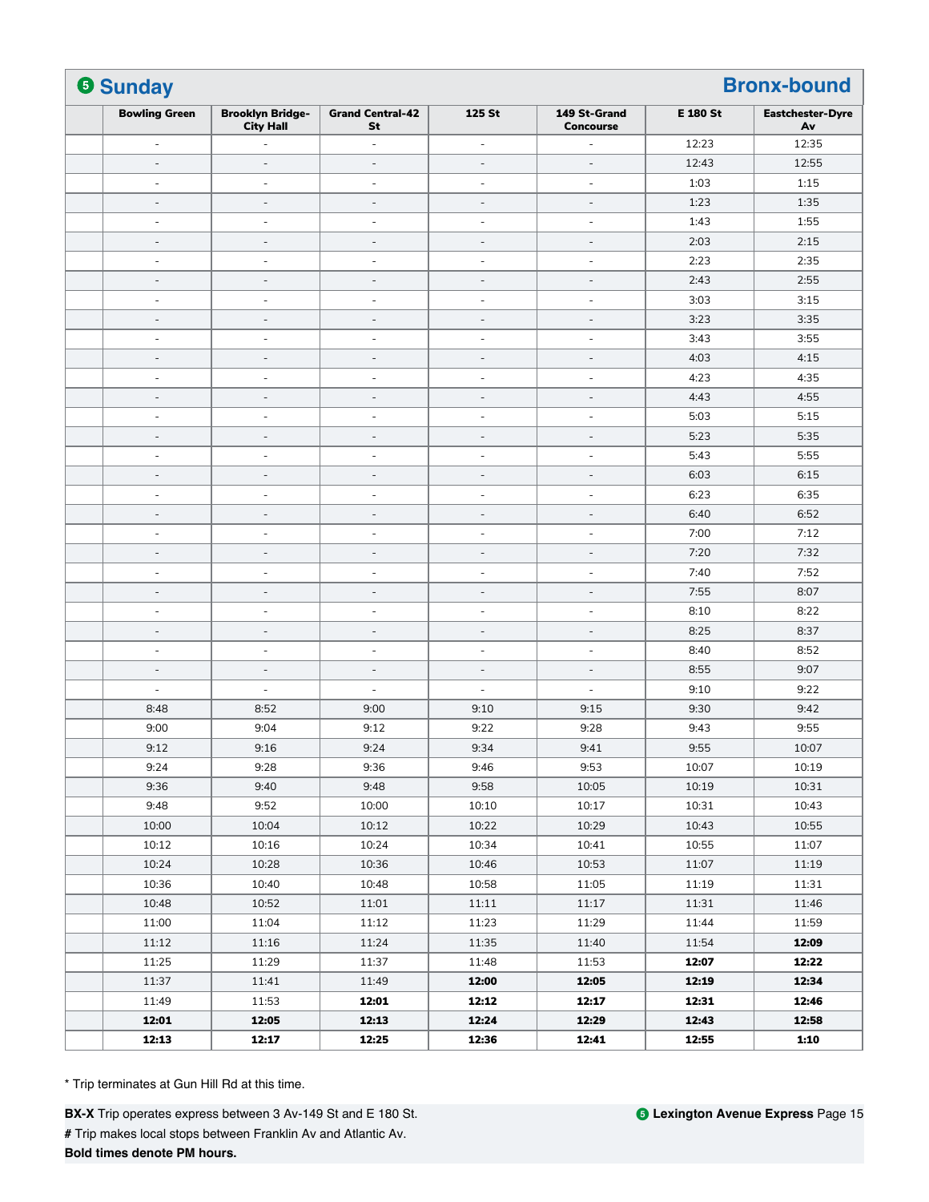## 5 Sunday — Bronx-bound

| | Bowling Green | Brooklyn Bridge-City Hall | Grand Central-42 St | 125 St | 149 St-Grand Concourse | E 180 St | Eastchester-Dyre Av |
|---|---|---|---|---|---|---|---|
| | - | - | - | - | - | 12:23 | 12:35 |
| | - | - | - | - | - | 12:43 | 12:55 |
| | - | - | - | - | - | 1:03 | 1:15 |
| | - | - | - | - | - | 1:23 | 1:35 |
| | - | - | - | - | - | 1:43 | 1:55 |
| | - | - | - | - | - | 2:03 | 2:15 |
| | - | - | - | - | - | 2:23 | 2:35 |
| | - | - | - | - | - | 2:43 | 2:55 |
| | - | - | - | - | - | 3:03 | 3:15 |
| | - | - | - | - | - | 3:23 | 3:35 |
| | - | - | - | - | - | 3:43 | 3:55 |
| | - | - | - | - | - | 4:03 | 4:15 |
| | - | - | - | - | - | 4:23 | 4:35 |
| | - | - | - | - | - | 4:43 | 4:55 |
| | - | - | - | - | - | 5:03 | 5:15 |
| | - | - | - | - | - | 5:23 | 5:35 |
| | - | - | - | - | - | 5:43 | 5:55 |
| | - | - | - | - | - | 6:03 | 6:15 |
| | - | - | - | - | - | 6:23 | 6:35 |
| | - | - | - | - | - | 6:40 | 6:52 |
| | - | - | - | - | - | 7:00 | 7:12 |
| | - | - | - | - | - | 7:20 | 7:32 |
| | - | - | - | - | - | 7:40 | 7:52 |
| | - | - | - | - | - | 7:55 | 8:07 |
| | - | - | - | - | - | 8:10 | 8:22 |
| | - | - | - | - | - | 8:25 | 8:37 |
| | - | - | - | - | - | 8:40 | 8:52 |
| | - | - | - | - | - | 8:55 | 9:07 |
| | - | - | - | - | - | 9:10 | 9:22 |
| | 8:48 | 8:52 | 9:00 | 9:10 | 9:15 | 9:30 | 9:42 |
| | 9:00 | 9:04 | 9:12 | 9:22 | 9:28 | 9:43 | 9:55 |
| | 9:12 | 9:16 | 9:24 | 9:34 | 9:41 | 9:55 | 10:07 |
| | 9:24 | 9:28 | 9:36 | 9:46 | 9:53 | 10:07 | 10:19 |
| | 9:36 | 9:40 | 9:48 | 9:58 | 10:05 | 10:19 | 10:31 |
| | 9:48 | 9:52 | 10:00 | 10:10 | 10:17 | 10:31 | 10:43 |
| | 10:00 | 10:04 | 10:12 | 10:22 | 10:29 | 10:43 | 10:55 |
| | 10:12 | 10:16 | 10:24 | 10:34 | 10:41 | 10:55 | 11:07 |
| | 10:24 | 10:28 | 10:36 | 10:46 | 10:53 | 11:07 | 11:19 |
| | 10:36 | 10:40 | 10:48 | 10:58 | 11:05 | 11:19 | 11:31 |
| | 10:48 | 10:52 | 11:01 | 11:11 | 11:17 | 11:31 | 11:46 |
| | 11:00 | 11:04 | 11:12 | 11:23 | 11:29 | 11:44 | 11:59 |
| | 11:12 | 11:16 | 11:24 | 11:35 | 11:40 | 11:54 | **12:09** |
| | 11:25 | 11:29 | 11:37 | 11:48 | 11:53 | **12:07** | **12:22** |
| | 11:37 | 11:41 | 11:49 | **12:00** | **12:05** | **12:19** | **12:34** |
| | 11:49 | 11:53 | **12:01** | **12:12** | **12:17** | **12:31** | **12:46** |
| | **12:01** | **12:05** | **12:13** | **12:24** | **12:29** | **12:43** | **12:58** |
| | **12:13** | **12:17** | **12:25** | **12:36** | **12:41** | **12:55** | **1:10** |

* Trip terminates at Gun Hill Rd at this time.

**BX-X** Trip operates express between 3 Av-149 St and E 180 St.

**#** Trip makes local stops between Franklin Av and Atlantic Av.

**Bold times denote PM hours.**

**5 Lexington Avenue Express**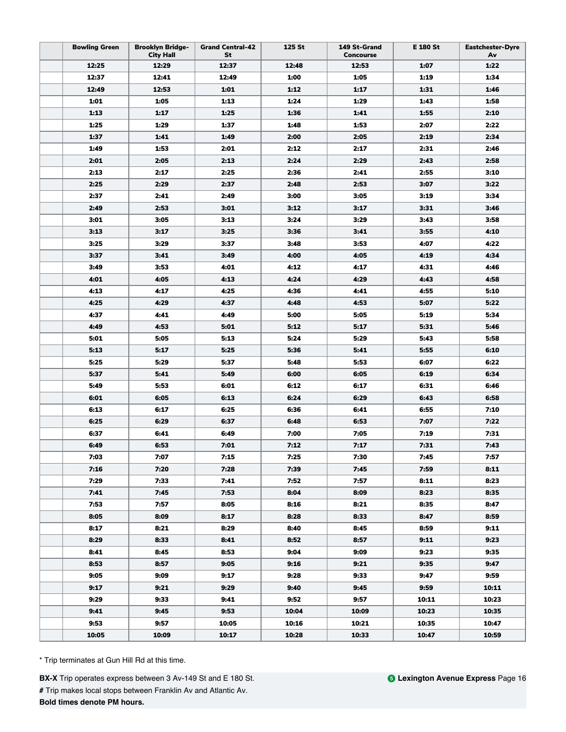| | Bowling Green | Brooklyn Bridge-City Hall | Grand Central-42 St | 125 St | 149 St-Grand Concourse | E 180 St | Eastchester-Dyre Av |
|---|---|---|---|---|---|---|---|
| | **12:25** | **12:29** | **12:37** | **12:48** | **12:53** | **1:07** | **1:22** |
| | **12:37** | **12:41** | **12:49** | **1:00** | **1:05** | **1:19** | **1:34** |
| | **12:49** | **12:53** | **1:01** | **1:12** | **1:17** | **1:31** | **1:46** |
| | **1:01** | **1:05** | **1:13** | **1:24** | **1:29** | **1:43** | **1:58** |
| | **1:13** | **1:17** | **1:25** | **1:36** | **1:41** | **1:55** | **2:10** |
| | **1:25** | **1:29** | **1:37** | **1:48** | **1:53** | **2:07** | **2:22** |
| | **1:37** | **1:41** | **1:49** | **2:00** | **2:05** | **2:19** | **2:34** |
| | **1:49** | **1:53** | **2:01** | **2:12** | **2:17** | **2:31** | **2:46** |
| | **2:01** | **2:05** | **2:13** | **2:24** | **2:29** | **2:43** | **2:58** |
| | **2:13** | **2:17** | **2:25** | **2:36** | **2:41** | **2:55** | **3:10** |
| | **2:25** | **2:29** | **2:37** | **2:48** | **2:53** | **3:07** | **3:22** |
| | **2:37** | **2:41** | **2:49** | **3:00** | **3:05** | **3:19** | **3:34** |
| | **2:49** | **2:53** | **3:01** | **3:12** | **3:17** | **3:31** | **3:46** |
| | **3:01** | **3:05** | **3:13** | **3:24** | **3:29** | **3:43** | **3:58** |
| | **3:13** | **3:17** | **3:25** | **3:36** | **3:41** | **3:55** | **4:10** |
| | **3:25** | **3:29** | **3:37** | **3:48** | **3:53** | **4:07** | **4:22** |
| | **3:37** | **3:41** | **3:49** | **4:00** | **4:05** | **4:19** | **4:34** |
| | **3:49** | **3:53** | **4:01** | **4:12** | **4:17** | **4:31** | **4:46** |
| | **4:01** | **4:05** | **4:13** | **4:24** | **4:29** | **4:43** | **4:58** |
| | **4:13** | **4:17** | **4:25** | **4:36** | **4:41** | **4:55** | **5:10** |
| | **4:25** | **4:29** | **4:37** | **4:48** | **4:53** | **5:07** | **5:22** |
| | **4:37** | **4:41** | **4:49** | **5:00** | **5:05** | **5:19** | **5:34** |
| | **4:49** | **4:53** | **5:01** | **5:12** | **5:17** | **5:31** | **5:46** |
| | **5:01** | **5:05** | **5:13** | **5:24** | **5:29** | **5:43** | **5:58** |
| | **5:13** | **5:17** | **5:25** | **5:36** | **5:41** | **5:55** | **6:10** |
| | **5:25** | **5:29** | **5:37** | **5:48** | **5:53** | **6:07** | **6:22** |
| | **5:37** | **5:41** | **5:49** | **6:00** | **6:05** | **6:19** | **6:34** |
| | **5:49** | **5:53** | **6:01** | **6:12** | **6:17** | **6:31** | **6:46** |
| | **6:01** | **6:05** | **6:13** | **6:24** | **6:29** | **6:43** | **6:58** |
| | **6:13** | **6:17** | **6:25** | **6:36** | **6:41** | **6:55** | **7:10** |
| | **6:25** | **6:29** | **6:37** | **6:48** | **6:53** | **7:07** | **7:22** |
| | **6:37** | **6:41** | **6:49** | **7:00** | **7:05** | **7:19** | **7:31** |
| | **6:49** | **6:53** | **7:01** | **7:12** | **7:17** | **7:31** | **7:43** |
| | **7:03** | **7:07** | **7:15** | **7:25** | **7:30** | **7:45** | **7:57** |
| | **7:16** | **7:20** | **7:28** | **7:39** | **7:45** | **7:59** | **8:11** |
| | **7:29** | **7:33** | **7:41** | **7:52** | **7:57** | **8:11** | **8:23** |
| | **7:41** | **7:45** | **7:53** | **8:04** | **8:09** | **8:23** | **8:35** |
| | **7:53** | **7:57** | **8:05** | **8:16** | **8:21** | **8:35** | **8:47** |
| | **8:05** | **8:09** | **8:17** | **8:28** | **8:33** | **8:47** | **8:59** |
| | **8:17** | **8:21** | **8:29** | **8:40** | **8:45** | **8:59** | **9:11** |
| | **8:29** | **8:33** | **8:41** | **8:52** | **8:57** | **9:11** | **9:23** |
| | **8:41** | **8:45** | **8:53** | **9:04** | **9:09** | **9:23** | **9:35** |
| | **8:53** | **8:57** | **9:05** | **9:16** | **9:21** | **9:35** | **9:47** |
| | **9:05** | **9:09** | **9:17** | **9:28** | **9:33** | **9:47** | **9:59** |
| | **9:17** | **9:21** | **9:29** | **9:40** | **9:45** | **9:59** | **10:11** |
| | **9:29** | **9:33** | **9:41** | **9:52** | **9:57** | **10:11** | **10:23** |
| | **9:41** | **9:45** | **9:53** | **10:04** | **10:09** | **10:23** | **10:35** |
| | **9:53** | **9:57** | **10:05** | **10:16** | **10:21** | **10:35** | **10:47** |
| | **10:05** | **10:09** | **10:17** | **10:28** | **10:33** | **10:47** | **10:59** |

* Trip terminates at Gun Hill Rd at this time.

**BX-X** Trip operates express between 3 Av-149 St and E 180 St.

**#** Trip makes local stops between Franklin Av and Atlantic Av.

**Bold times denote PM hours.**

**5 Lexington Avenue Express**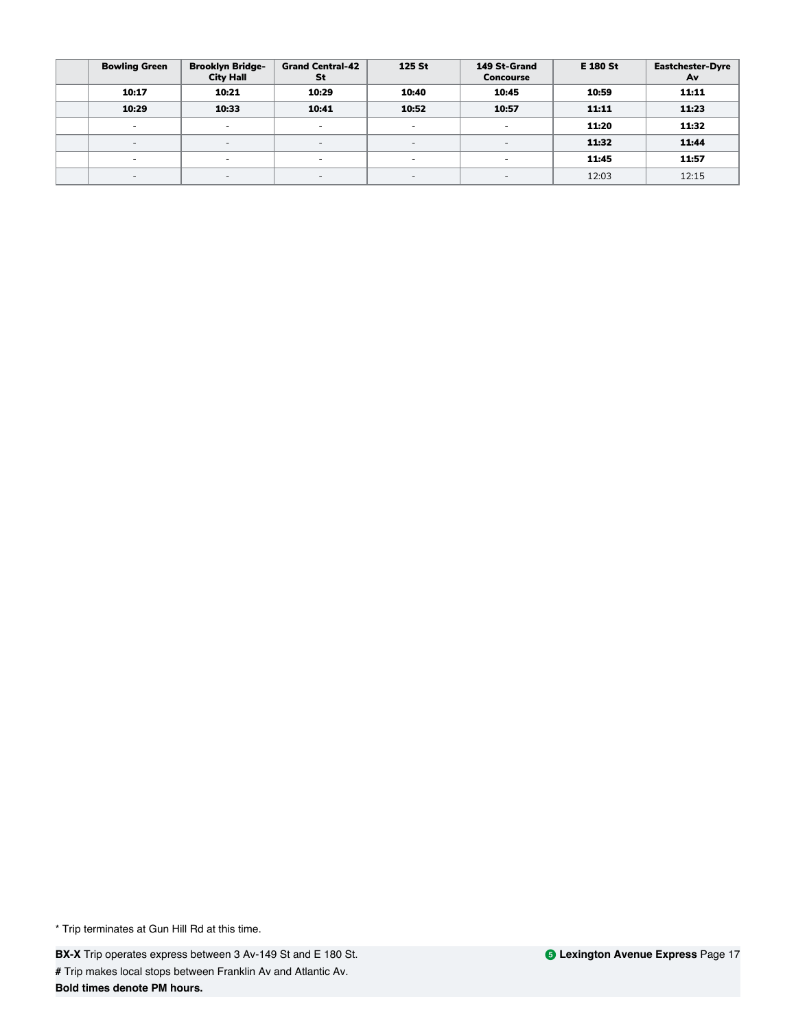| | Bowling Green | Brooklyn Bridge-City Hall | Grand Central-42 St | 125 St | 149 St-Grand Concourse | E 180 St | Eastchester-Dyre Av |
|---|---|---|---|---|---|---|---|
| | **10:17** | **10:21** | **10:29** | **10:40** | **10:45** | **10:59** | **11:11** |
| | **10:29** | **10:33** | **10:41** | **10:52** | **10:57** | **11:11** | **11:23** |
| | - | - | - | - | - | **11:20** | **11:32** |
| | - | - | - | - | - | **11:32** | **11:44** |
| | - | - | - | - | - | **11:45** | **11:57** |
| | - | - | - | - | - | 12:03 | 12:15 |

* Trip terminates at Gun Hill Rd at this time.

**BX-X** Trip operates express between 3 Av-149 St and E 180 St.

**#** Trip makes local stops between Franklin Av and Atlantic Av.

**Bold times denote PM hours.**

**5 Lexington Avenue Express**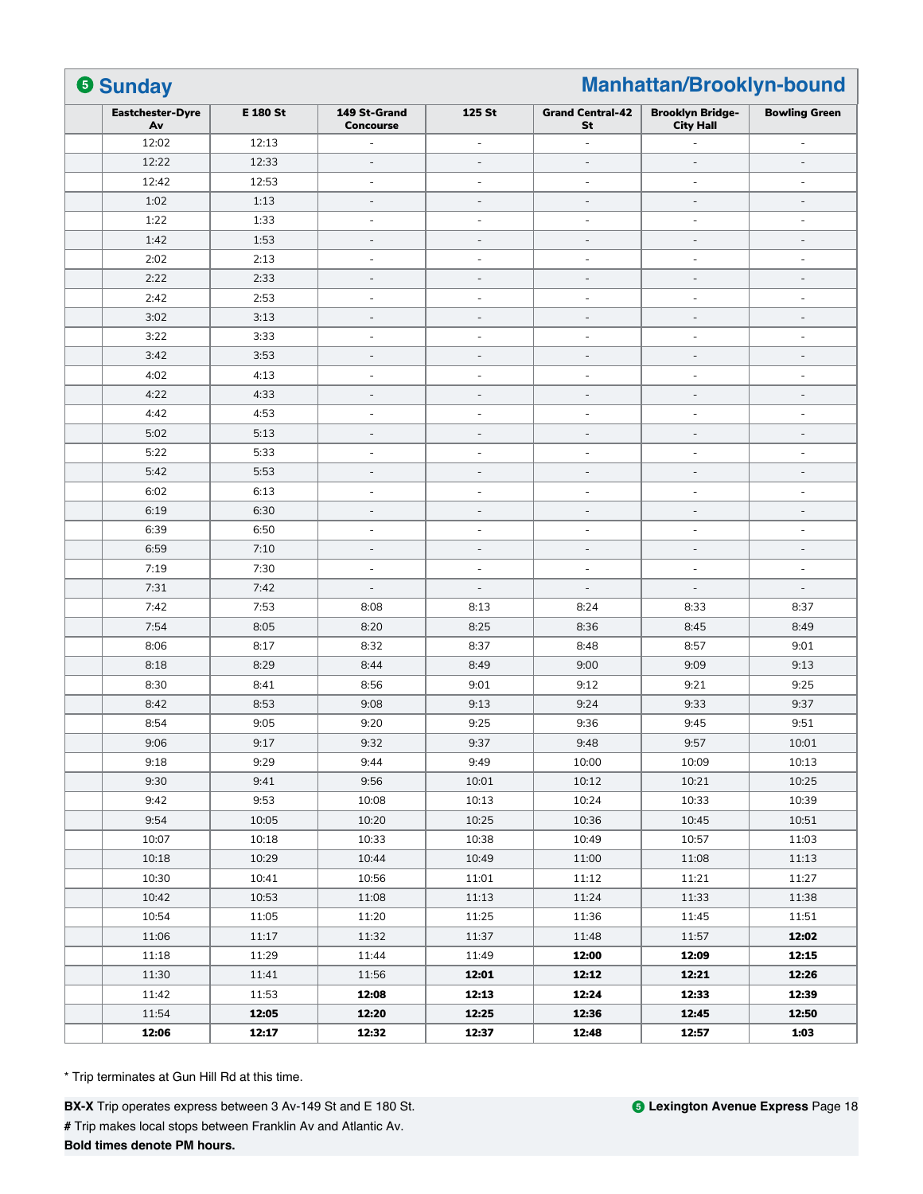## 5 Sunday — Manhattan/Brooklyn-bound

| Eastchester-Dyre Av | E 180 St | 149 St-Grand Concourse | 125 St | Grand Central-42 St | Brooklyn Bridge-City Hall | Bowling Green |
|---|---|---|---|---|---|---|
| 12:02 | 12:13 | - | - | - | - | - |
| 12:22 | 12:33 | - | - | - | - | - |
| 12:42 | 12:53 | - | - | - | - | - |
| 1:02 | 1:13 | - | - | - | - | - |
| 1:22 | 1:33 | - | - | - | - | - |
| 1:42 | 1:53 | - | - | - | - | - |
| 2:02 | 2:13 | - | - | - | - | - |
| 2:22 | 2:33 | - | - | - | - | - |
| 2:42 | 2:53 | - | - | - | - | - |
| 3:02 | 3:13 | - | - | - | - | - |
| 3:22 | 3:33 | - | - | - | - | - |
| 3:42 | 3:53 | - | - | - | - | - |
| 4:02 | 4:13 | - | - | - | - | - |
| 4:22 | 4:33 | - | - | - | - | - |
| 4:42 | 4:53 | - | - | - | - | - |
| 5:02 | 5:13 | - | - | - | - | - |
| 5:22 | 5:33 | - | - | - | - | - |
| 5:42 | 5:53 | - | - | - | - | - |
| 6:02 | 6:13 | - | - | - | - | - |
| 6:19 | 6:30 | - | - | - | - | - |
| 6:39 | 6:50 | - | - | - | - | - |
| 6:59 | 7:10 | - | - | - | - | - |
| 7:19 | 7:30 | - | - | - | - | - |
| 7:31 | 7:42 | - | - | - | - | - |
| 7:42 | 7:53 | 8:08 | 8:13 | 8:24 | 8:33 | 8:37 |
| 7:54 | 8:05 | 8:20 | 8:25 | 8:36 | 8:45 | 8:49 |
| 8:06 | 8:17 | 8:32 | 8:37 | 8:48 | 8:57 | 9:01 |
| 8:18 | 8:29 | 8:44 | 8:49 | 9:00 | 9:09 | 9:13 |
| 8:30 | 8:41 | 8:56 | 9:01 | 9:12 | 9:21 | 9:25 |
| 8:42 | 8:53 | 9:08 | 9:13 | 9:24 | 9:33 | 9:37 |
| 8:54 | 9:05 | 9:20 | 9:25 | 9:36 | 9:45 | 9:51 |
| 9:06 | 9:17 | 9:32 | 9:37 | 9:48 | 9:57 | 10:01 |
| 9:18 | 9:29 | 9:44 | 9:49 | 10:00 | 10:09 | 10:13 |
| 9:30 | 9:41 | 9:56 | 10:01 | 10:12 | 10:21 | 10:25 |
| 9:42 | 9:53 | 10:08 | 10:13 | 10:24 | 10:33 | 10:39 |
| 9:54 | 10:05 | 10:20 | 10:25 | 10:36 | 10:45 | 10:51 |
| 10:07 | 10:18 | 10:33 | 10:38 | 10:49 | 10:57 | 11:03 |
| 10:18 | 10:29 | 10:44 | 10:49 | 11:00 | 11:08 | 11:13 |
| 10:30 | 10:41 | 10:56 | 11:01 | 11:12 | 11:21 | 11:27 |
| 10:42 | 10:53 | 11:08 | 11:13 | 11:24 | 11:33 | 11:38 |
| 10:54 | 11:05 | 11:20 | 11:25 | 11:36 | 11:45 | 11:51 |
| 11:06 | 11:17 | 11:32 | 11:37 | 11:48 | 11:57 | **12:02** |
| 11:18 | 11:29 | 11:44 | 11:49 | **12:00** | **12:09** | **12:15** |
| 11:30 | 11:41 | 11:56 | **12:01** | **12:12** | **12:21** | **12:26** |
| 11:42 | 11:53 | **12:08** | **12:13** | **12:24** | **12:33** | **12:39** |
| 11:54 | **12:05** | **12:20** | **12:25** | **12:36** | **12:45** | **12:50** |
| **12:06** | **12:17** | **12:32** | **12:37** | **12:48** | **12:57** | **1:03** |

* Trip terminates at Gun Hill Rd at this time.

**BX-X** Trip operates express between 3 Av-149 St and E 180 St.

**#** Trip makes local stops between Franklin Av and Atlantic Av.

**Bold times denote PM hours.**

5 **Lexington Avenue Express**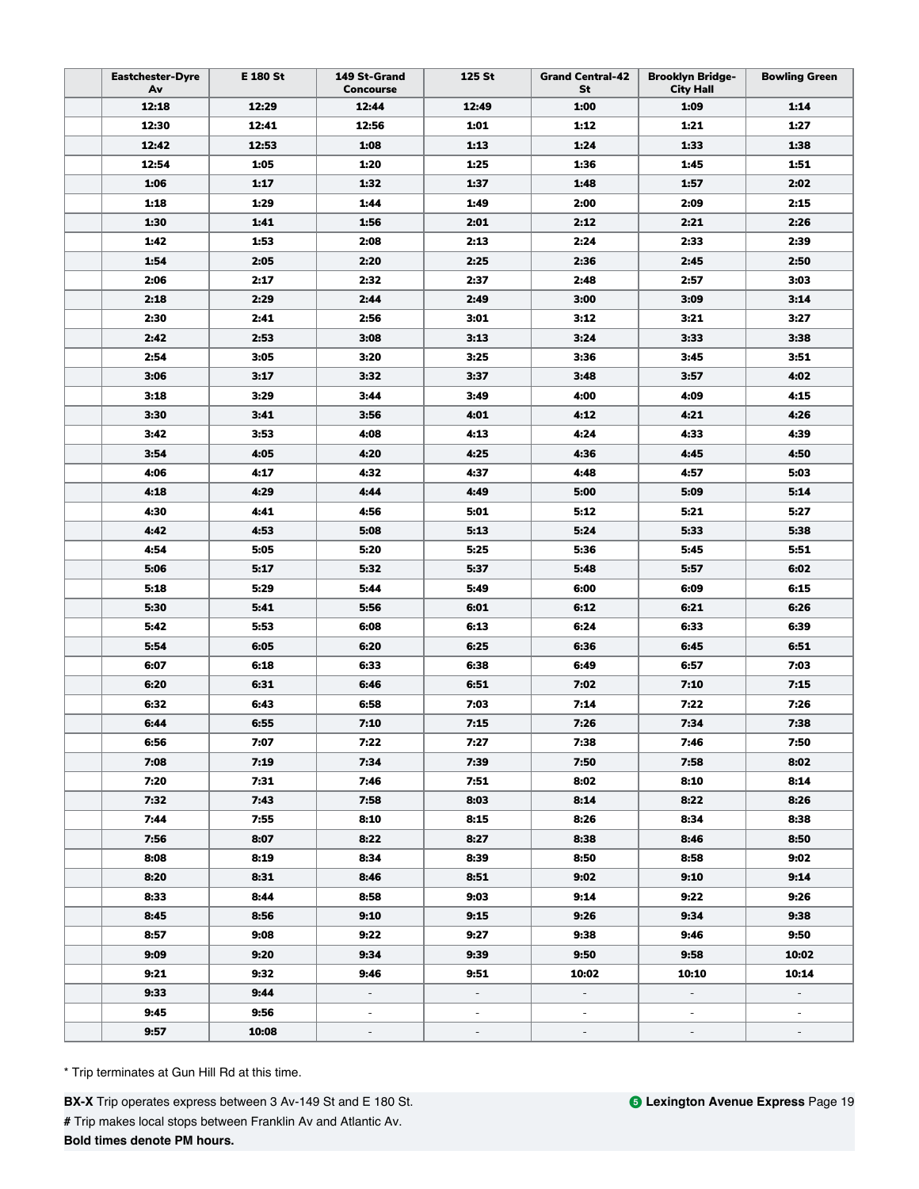| | Eastchester-Dyre Av | E 180 St | 149 St-Grand Concourse | 125 St | Grand Central-42 St | Brooklyn Bridge-City Hall | Bowling Green |
|---|---|---|---|---|---|---|---|
| | **12:18** | **12:29** | **12:44** | **12:49** | **1:00** | **1:09** | **1:14** |
| | **12:30** | **12:41** | **12:56** | **1:01** | **1:12** | **1:21** | **1:27** |
| | **12:42** | **12:53** | **1:08** | **1:13** | **1:24** | **1:33** | **1:38** |
| | **12:54** | **1:05** | **1:20** | **1:25** | **1:36** | **1:45** | **1:51** |
| | **1:06** | **1:17** | **1:32** | **1:37** | **1:48** | **1:57** | **2:02** |
| | **1:18** | **1:29** | **1:44** | **1:49** | **2:00** | **2:09** | **2:15** |
| | **1:30** | **1:41** | **1:56** | **2:01** | **2:12** | **2:21** | **2:26** |
| | **1:42** | **1:53** | **2:08** | **2:13** | **2:24** | **2:33** | **2:39** |
| | **1:54** | **2:05** | **2:20** | **2:25** | **2:36** | **2:45** | **2:50** |
| | **2:06** | **2:17** | **2:32** | **2:37** | **2:48** | **2:57** | **3:03** |
| | **2:18** | **2:29** | **2:44** | **2:49** | **3:00** | **3:09** | **3:14** |
| | **2:30** | **2:41** | **2:56** | **3:01** | **3:12** | **3:21** | **3:27** |
| | **2:42** | **2:53** | **3:08** | **3:13** | **3:24** | **3:33** | **3:38** |
| | **2:54** | **3:05** | **3:20** | **3:25** | **3:36** | **3:45** | **3:51** |
| | **3:06** | **3:17** | **3:32** | **3:37** | **3:48** | **3:57** | **4:02** |
| | **3:18** | **3:29** | **3:44** | **3:49** | **4:00** | **4:09** | **4:15** |
| | **3:30** | **3:41** | **3:56** | **4:01** | **4:12** | **4:21** | **4:26** |
| | **3:42** | **3:53** | **4:08** | **4:13** | **4:24** | **4:33** | **4:39** |
| | **3:54** | **4:05** | **4:20** | **4:25** | **4:36** | **4:45** | **4:50** |
| | **4:06** | **4:17** | **4:32** | **4:37** | **4:48** | **4:57** | **5:03** |
| | **4:18** | **4:29** | **4:44** | **4:49** | **5:00** | **5:09** | **5:14** |
| | **4:30** | **4:41** | **4:56** | **5:01** | **5:12** | **5:21** | **5:27** |
| | **4:42** | **4:53** | **5:08** | **5:13** | **5:24** | **5:33** | **5:38** |
| | **4:54** | **5:05** | **5:20** | **5:25** | **5:36** | **5:45** | **5:51** |
| | **5:06** | **5:17** | **5:32** | **5:37** | **5:48** | **5:57** | **6:02** |
| | **5:18** | **5:29** | **5:44** | **5:49** | **6:00** | **6:09** | **6:15** |
| | **5:30** | **5:41** | **5:56** | **6:01** | **6:12** | **6:21** | **6:26** |
| | **5:42** | **5:53** | **6:08** | **6:13** | **6:24** | **6:33** | **6:39** |
| | **5:54** | **6:05** | **6:20** | **6:25** | **6:36** | **6:45** | **6:51** |
| | **6:07** | **6:18** | **6:33** | **6:38** | **6:49** | **6:57** | **7:03** |
| | **6:20** | **6:31** | **6:46** | **6:51** | **7:02** | **7:10** | **7:15** |
| | **6:32** | **6:43** | **6:58** | **7:03** | **7:14** | **7:22** | **7:26** |
| | **6:44** | **6:55** | **7:10** | **7:15** | **7:26** | **7:34** | **7:38** |
| | **6:56** | **7:07** | **7:22** | **7:27** | **7:38** | **7:46** | **7:50** |
| | **7:08** | **7:19** | **7:34** | **7:39** | **7:50** | **7:58** | **8:02** |
| | **7:20** | **7:31** | **7:46** | **7:51** | **8:02** | **8:10** | **8:14** |
| | **7:32** | **7:43** | **7:58** | **8:03** | **8:14** | **8:22** | **8:26** |
| | **7:44** | **7:55** | **8:10** | **8:15** | **8:26** | **8:34** | **8:38** |
| | **7:56** | **8:07** | **8:22** | **8:27** | **8:38** | **8:46** | **8:50** |
| | **8:08** | **8:19** | **8:34** | **8:39** | **8:50** | **8:58** | **9:02** |
| | **8:20** | **8:31** | **8:46** | **8:51** | **9:02** | **9:10** | **9:14** |
| | **8:33** | **8:44** | **8:58** | **9:03** | **9:14** | **9:22** | **9:26** |
| | **8:45** | **8:56** | **9:10** | **9:15** | **9:26** | **9:34** | **9:38** |
| | **8:57** | **9:08** | **9:22** | **9:27** | **9:38** | **9:46** | **9:50** |
| | **9:09** | **9:20** | **9:34** | **9:39** | **9:50** | **9:58** | **10:02** |
| | **9:21** | **9:32** | **9:46** | **9:51** | **10:02** | **10:10** | **10:14** |
| | **9:33** | **9:44** | - | - | - | - | - |
| | **9:45** | **9:56** | - | - | - | - | - |
| | **9:57** | **10:08** | - | - | - | - | - |

* Trip terminates at Gun Hill Rd at this time.

**BX-X** Trip operates express between 3 Av-149 St and E 180 St.

**#** Trip makes local stops between Franklin Av and Atlantic Av.

**Bold times denote PM hours.**

**5 Lexington Avenue Express**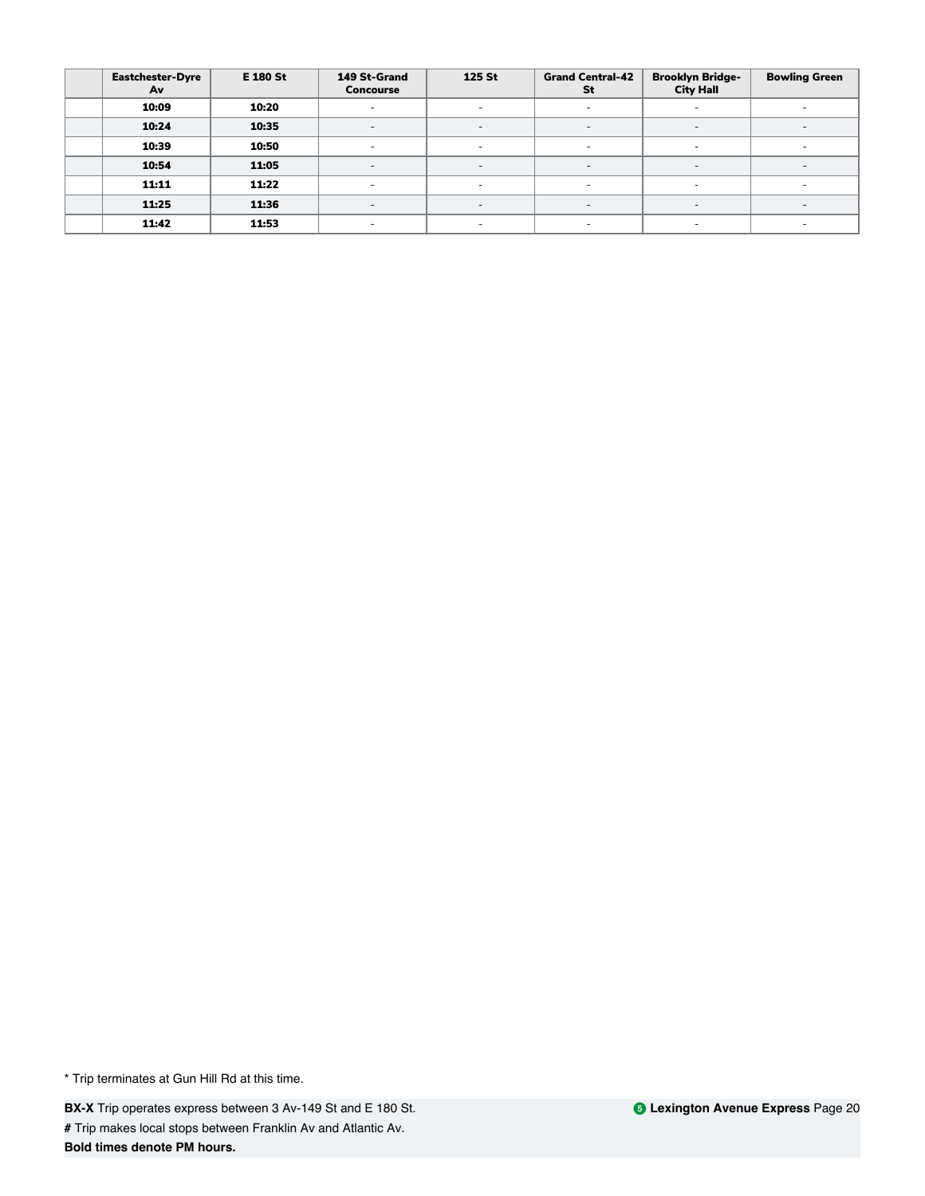| | Eastchester-Dyre Av | E 180 St | 149 St-Grand Concourse | 125 St | Grand Central-42 St | Brooklyn Bridge-City Hall | Bowling Green |
|---|---|---|---|---|---|---|---|
| | **10:09** | **10:20** | - | - | - | - | - |
| | **10:24** | **10:35** | - | - | - | - | - |
| | **10:39** | **10:50** | - | - | - | - | - |
| | **10:54** | **11:05** | - | - | - | - | - |
| | **11:11** | **11:22** | - | - | - | - | - |
| | **11:25** | **11:36** | - | - | - | - | - |
| | **11:42** | **11:53** | - | - | - | - | - |

* Trip terminates at Gun Hill Rd at this time.

**BX-X** Trip operates express between 3 Av-149 St and E 180 St.

**#** Trip makes local stops between Franklin Av and Atlantic Av.

**Bold times denote PM hours.**

**5 Lexington Avenue Express**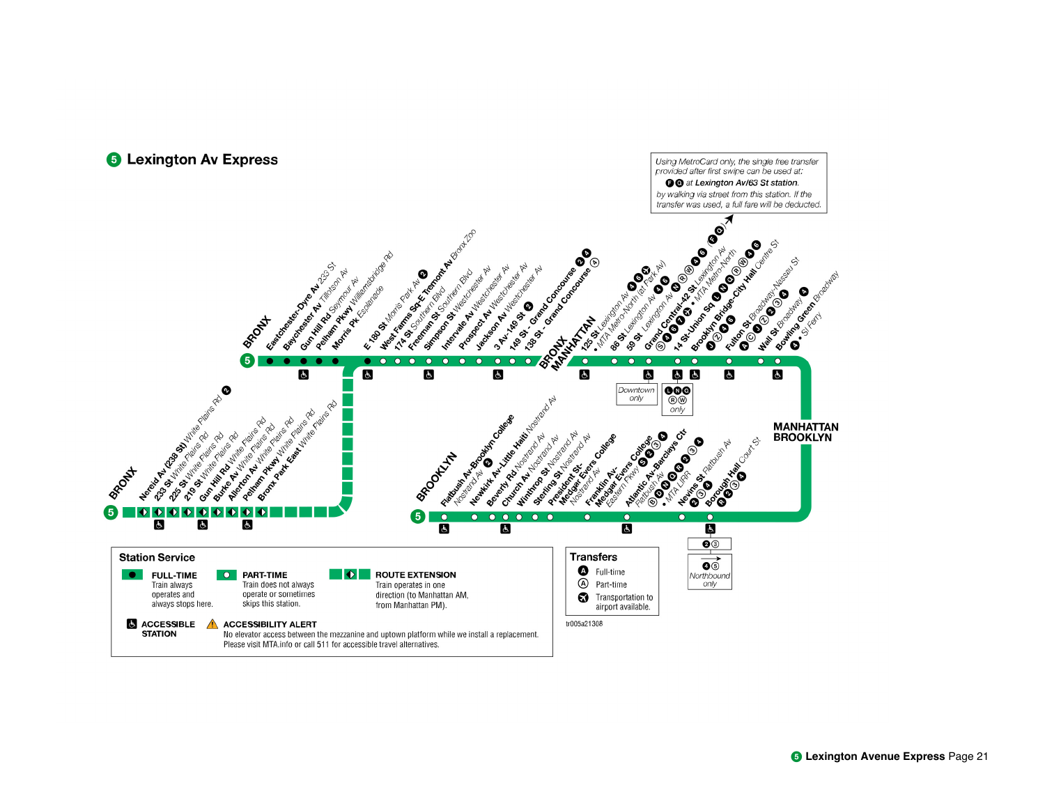# 5 Lexington Av Express

Using MetroCard only, the single free transfer provided after first swipe can be used at:
F Q at Lexington Av/63 St station.
by walking via street from this station. If the transfer was used, a full fare will be deducted.

## BRONX

- Eastchester-Dyre Av 233 St
- Baychester Av Tillotson Av
- Gun Hill Rd Seymour Av
- Pelham Pkwy Williamsbridge Rd
- Morris Pk Esplanade
- E 180 St Morris Park Av 2
- West Farms Sq-E Tremont Av Bronx Zoo
- 174 St Southern Blvd
- Freeman St Southern Blvd
- Simpson St Westchester Av
- Intervale Av Westchester Av
- Prospect Av Westchester Av
- Jackson Av Westchester Av
- 3 Av-149 St 2
- 149 St - Grand Concourse 2 4
- 138 St - Grand Concourse 4

## BRONX (Route extension)

- Nereid Av (238 St) White Plains Rd 2
- 233 St White Plains Rd
- 225 St White Plains Rd
- 219 St White Plains Rd
- Gun Hill Rd White Plains Rd
- Burke Av White Plains Rd
- Allerton Av White Plains Rd
- Pelham Pkwy White Plains Rd
- Bronx Park East White Plains Rd

## MANHATTAN

- 125 St Lexington Av 4 6 (airport) • MTA Metro-North (at Park Av)
- 86 St Lexington Av 4 6 (Downtown only)
- 59 St Lexington Av N R W 4 6
- Grand Central-42 St Lexington Av S 4 6 7 (7) • MTA Metro-North
- 14 St-Union Sq L N Q R W 4 6 (L N Q R W only)
- Brooklyn Bridge-City Hall Centre St J Z 4 6
- Fulton St Broadway-Nassau St A C J Z 2 3 4
- Wall St Broadway 4
- Bowling Green Broadway 4 • SI Ferry

## BROOKLYN

- Flatbush Av-Brooklyn College Nostrand Av 2
- Newkirk Av-Little Haiti Nostrand Av
- Beverly Rd Nostrand Av
- Church Av Nostrand Av
- Winthrop St Nostrand Av
- Sterling St Nostrand Av
- President St-Medgar Evers College Nostrand Av
- Franklin Av-Medgar Evers College Eastern Pkwy S 2 3 4
- Atlantic Av-Barclays Ctr Flatbush Av B D N Q R 2 3 4 • MTA LIRR
- Nevins St Flatbush Av 2 3 4
- Borough Hall Court St R 2 3 4 (2 3; 4 5 Northbound only)

## Station Service

- **FULL-TIME** Train always operates and always stops here.
- **PART-TIME** Train does not always operate or sometimes skips this station.
- **ROUTE EXTENSION** Train operates in one direction (to Manhattan AM, from Manhattan PM).
- **ACCESSIBLE STATION**
- **ACCESSIBILITY ALERT** No elevator access between the mezzanine and uptown platform while we install a replacement. Please visit MTA.info or call 511 for accessible travel alternatives.

## Transfers

- A Full-time
- A Part-time
- Transportation to airport available.

tr005a21308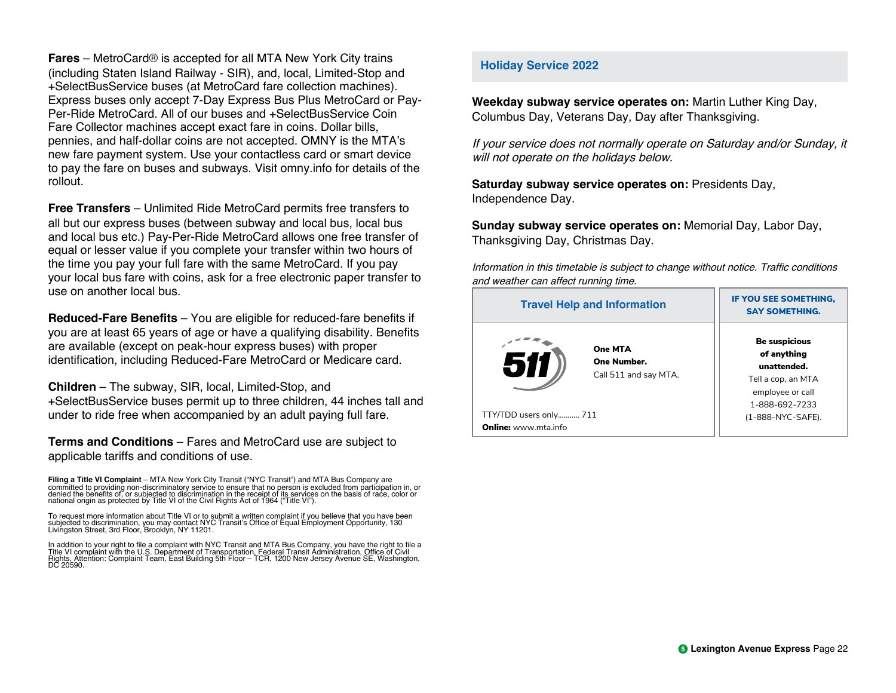**Fares** – MetroCard® is accepted for all MTA New York City trains (including Staten Island Railway - SIR), and, local, Limited-Stop and +SelectBusService buses (at MetroCard fare collection machines). Express buses only accept 7-Day Express Bus Plus MetroCard or Pay-Per-Ride MetroCard. All of our buses and +SelectBusService Coin Fare Collector machines accept exact fare in coins. Dollar bills, pennies, and half-dollar coins are not accepted. OMNY is the MTA's new fare payment system. Use your contactless card or smart device to pay the fare on buses and subways. Visit omny.info for details of the rollout.

**Free Transfers** – Unlimited Ride MetroCard permits free transfers to all but our express buses (between subway and local bus, local bus and local bus etc.) Pay-Per-Ride MetroCard allows one free transfer of equal or lesser value if you complete your transfer within two hours of the time you pay your full fare with the same MetroCard. If you pay your local bus fare with coins, ask for a free electronic paper transfer to use on another local bus.

**Reduced-Fare Benefits** – You are eligible for reduced-fare benefits if you are at least 65 years of age or have a qualifying disability. Benefits are available (except on peak-hour express buses) with proper identification, including Reduced-Fare MetroCard or Medicare card.

**Children** – The subway, SIR, local, Limited-Stop, and +SelectBusService buses permit up to three children, 44 inches tall and under to ride free when accompanied by an adult paying full fare.

**Terms and Conditions** – Fares and MetroCard use are subject to applicable tariffs and conditions of use.

**Filing a Title VI Complaint** – MTA New York City Transit ("NYC Transit") and MTA Bus Company are committed to providing non-discriminatory service to ensure that no person is excluded from participation in, or denied the benefits of, or subjected to discrimination in the receipt of its services on the basis of race, color or national origin as protected by Title VI of the Civil Rights Act of 1964 ("Title VI").

To request more information about Title VI or to submit a written complaint if you believe that you have been subjected to discrimination, you may contact NYC Transit's Office of Equal Employment Opportunity, 130 Livingston Street, 3rd Floor, Brooklyn, NY 11201.

In addition to your right to file a complaint with NYC Transit and MTA Bus Company, you have the right to file a Title VI complaint with the U.S. Department of Transportation, Federal Transit Administration, Office of Civil Rights, Attention: Complaint Team, East Building 5th Floor – TCR, 1200 New Jersey Avenue SE, Washington, DC 20590.

## Holiday Service 2022

**Weekday subway service operates on:** Martin Luther King Day, Columbus Day, Veterans Day, Day after Thanksgiving.

*If your service does not normally operate on Saturday and/or Sunday, it will not operate on the holidays below.*

**Saturday subway service operates on:** Presidents Day, Independence Day.

**Sunday subway service operates on:** Memorial Day, Labor Day, Thanksgiving Day, Christmas Day.

*Information in this timetable is subject to change without notice. Traffic conditions and weather can affect running time.*

### Travel Help and Information

511

**One MTA**
**One Number.**
Call 511 and say MTA.

TTY/TDD users only.......... 711
**Online:** www.mta.info

### IF YOU SEE SOMETHING, SAY SOMETHING.

**Be suspicious of anything unattended.**
Tell a cop, an MTA employee or call 1-888-692-7233 (1-888-NYC-SAFE).